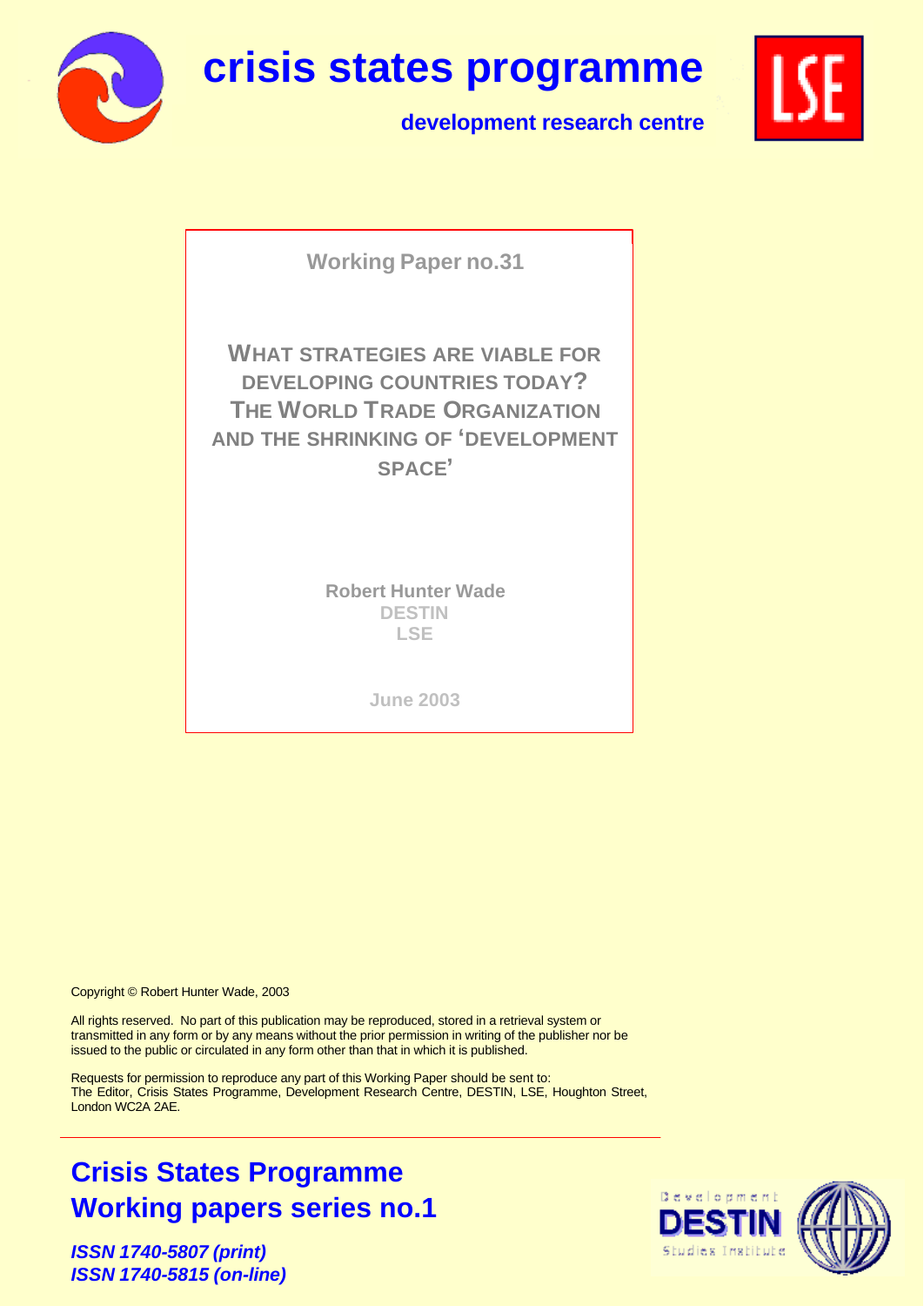# crisis states programme

**development research centre**

Working Paper no.31

## WHAT STRATEGIES ARE VIABLE FOR DEVELOPING COUNTRIES TODAY? THE WORLD TRADE ORGANIZATION AND THE SHRINKING OF 'DEVELOPMENT SPACE'

Robert Hunter Wade
DESTIN
LSE

June 2003

Copyright © Robert Hunter Wade, 2003

All rights reserved. No part of this publication may be reproduced, stored in a retrieval system or transmitted in any form or by any means without the prior permission in writing of the publisher nor be issued to the public or circulated in any form other than that in which it is published.

Requests for permission to reproduce any part of this Working Paper should be sent to:
The Editor, Crisis States Programme, Development Research Centre, DESTIN, LSE, Houghton Street, London WC2A 2AE.

**Crisis States Programme**
**Working papers series no.1**

***ISSN 1740-5807 (print)***
***ISSN 1740-5815 (on-line)***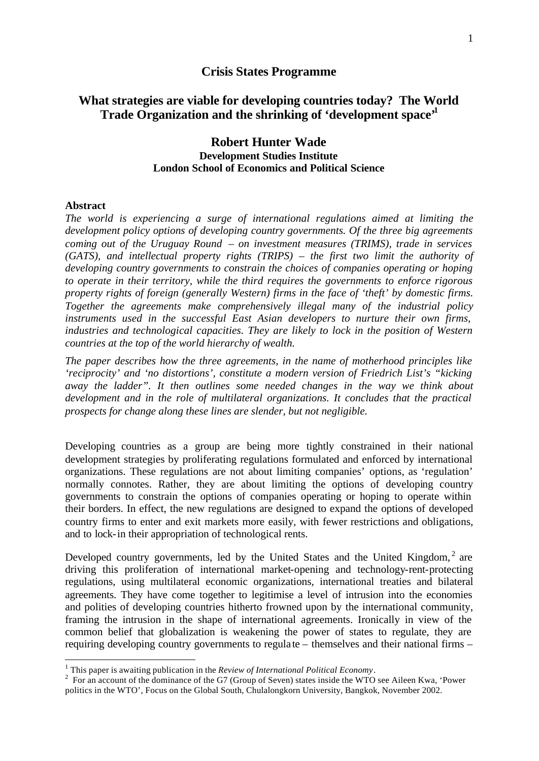**Crisis States Programme**

# What strategies are viable for developing countries today? The World Trade Organization and the shrinking of 'development space'[1]

## Robert Hunter Wade

**Development Studies Institute**
**London School of Economics and Political Science**

### Abstract

*The world is experiencing a surge of international regulations aimed at limiting the development policy options of developing country governments. Of the three big agreements coming out of the Uruguay Round – on investment measures (TRIMS), trade in services (GATS), and intellectual property rights (TRIPS) – the first two limit the authority of developing country governments to constrain the choices of companies operating or hoping to operate in their territory, while the third requires the governments to enforce rigorous property rights of foreign (generally Western) firms in the face of 'theft' by domestic firms. Together the agreements make comprehensively illegal many of the industrial policy instruments used in the successful East Asian developers to nurture their own firms, industries and technological capacities. They are likely to lock in the position of Western countries at the top of the world hierarchy of wealth.*

*The paper describes how the three agreements, in the name of motherhood principles like 'reciprocity' and 'no distortions', constitute a modern version of Friedrich List's "kicking away the ladder". It then outlines some needed changes in the way we think about development and in the role of multilateral organizations. It concludes that the practical prospects for change along these lines are slender, but not negligible.*

Developing countries as a group are being more tightly constrained in their national development strategies by proliferating regulations formulated and enforced by international organizations. These regulations are not about limiting companies' options, as 'regulation' normally connotes. Rather, they are about limiting the options of developing country governments to constrain the options of companies operating or hoping to operate within their borders. In effect, the new regulations are designed to expand the options of developed country firms to enter and exit markets more easily, with fewer restrictions and obligations, and to lock-in their appropriation of technological rents.

Developed country governments, led by the United States and the United Kingdom,[2] are driving this proliferation of international market-opening and technology-rent-protecting regulations, using multilateral economic organizations, international treaties and bilateral agreements. They have come together to legitimise a level of intrusion into the economies and polities of developing countries hitherto frowned upon by the international community, framing the intrusion in the shape of international agreements. Ironically in view of the common belief that globalization is weakening the power of states to regulate, they are requiring developing country governments to regulate – themselves and their national firms –

---

[1] This paper is awaiting publication in the *Review of International Political Economy*.

[2] For an account of the dominance of the G7 (Group of Seven) states inside the WTO see Aileen Kwa, 'Power politics in the WTO', Focus on the Global South, Chulalongkorn University, Bangkok, November 2002.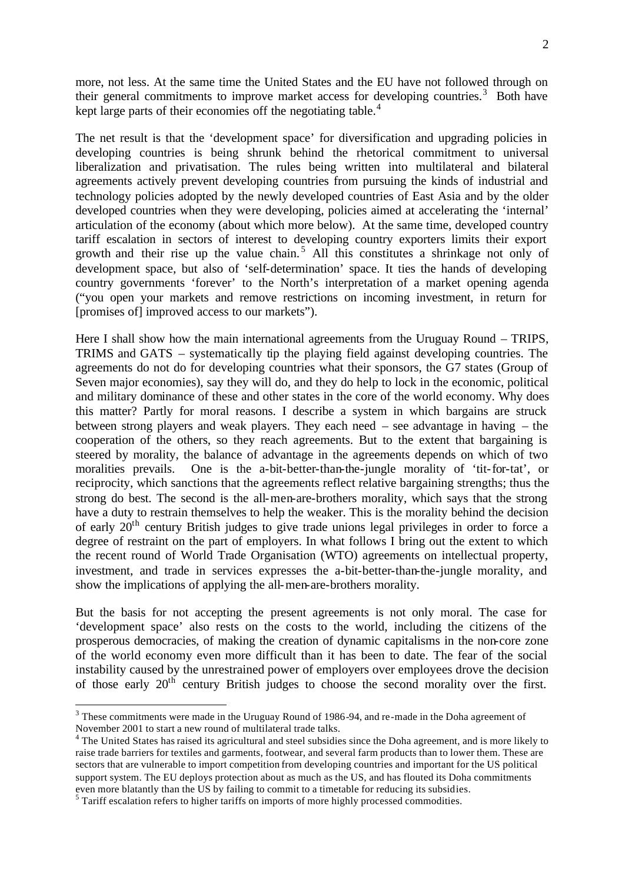more, not less. At the same time the United States and the EU have not followed through on their general commitments to improve market access for developing countries.[3] Both have kept large parts of their economies off the negotiating table.[4]

The net result is that the 'development space' for diversification and upgrading policies in developing countries is being shrunk behind the rhetorical commitment to universal liberalization and privatisation. The rules being written into multilateral and bilateral agreements actively prevent developing countries from pursuing the kinds of industrial and technology policies adopted by the newly developed countries of East Asia and by the older developed countries when they were developing, policies aimed at accelerating the 'internal' articulation of the economy (about which more below). At the same time, developed country tariff escalation in sectors of interest to developing country exporters limits their export growth and their rise up the value chain.[5] All this constitutes a shrinkage not only of development space, but also of 'self-determination' space. It ties the hands of developing country governments 'forever' to the North's interpretation of a market opening agenda ("you open your markets and remove restrictions on incoming investment, in return for [promises of] improved access to our markets").

Here I shall show how the main international agreements from the Uruguay Round – TRIPS, TRIMS and GATS – systematically tip the playing field against developing countries. The agreements do not do for developing countries what their sponsors, the G7 states (Group of Seven major economies), say they will do, and they do help to lock in the economic, political and military dominance of these and other states in the core of the world economy. Why does this matter? Partly for moral reasons. I describe a system in which bargains are struck between strong players and weak players. They each need – see advantage in having – the cooperation of the others, so they reach agreements. But to the extent that bargaining is steered by morality, the balance of advantage in the agreements depends on which of two moralities prevails. One is the a-bit-better-than-the-jungle morality of 'tit-for-tat', or reciprocity, which sanctions that the agreements reflect relative bargaining strengths; thus the strong do best. The second is the all-men-are-brothers morality, which says that the strong have a duty to restrain themselves to help the weaker. This is the morality behind the decision of early 20th century British judges to give trade unions legal privileges in order to force a degree of restraint on the part of employers. In what follows I bring out the extent to which the recent round of World Trade Organisation (WTO) agreements on intellectual property, investment, and trade in services expresses the a-bit-better-than-the-jungle morality, and show the implications of applying the all-men-are-brothers morality.

But the basis for not accepting the present agreements is not only moral. The case for 'development space' also rests on the costs to the world, including the citizens of the prosperous democracies, of making the creation of dynamic capitalisms in the non-core zone of the world economy even more difficult than it has been to date. The fear of the social instability caused by the unrestrained power of employers over employees drove the decision of those early 20th century British judges to choose the second morality over the first.

---

[3] These commitments were made in the Uruguay Round of 1986-94, and re-made in the Doha agreement of November 2001 to start a new round of multilateral trade talks.

[4] The United States has raised its agricultural and steel subsidies since the Doha agreement, and is more likely to raise trade barriers for textiles and garments, footwear, and several farm products than to lower them. These are sectors that are vulnerable to import competition from developing countries and important for the US political support system. The EU deploys protection about as much as the US, and has flouted its Doha commitments even more blatantly than the US by failing to commit to a timetable for reducing its subsidies.

[5] Tariff escalation refers to higher tariffs on imports of more highly processed commodities.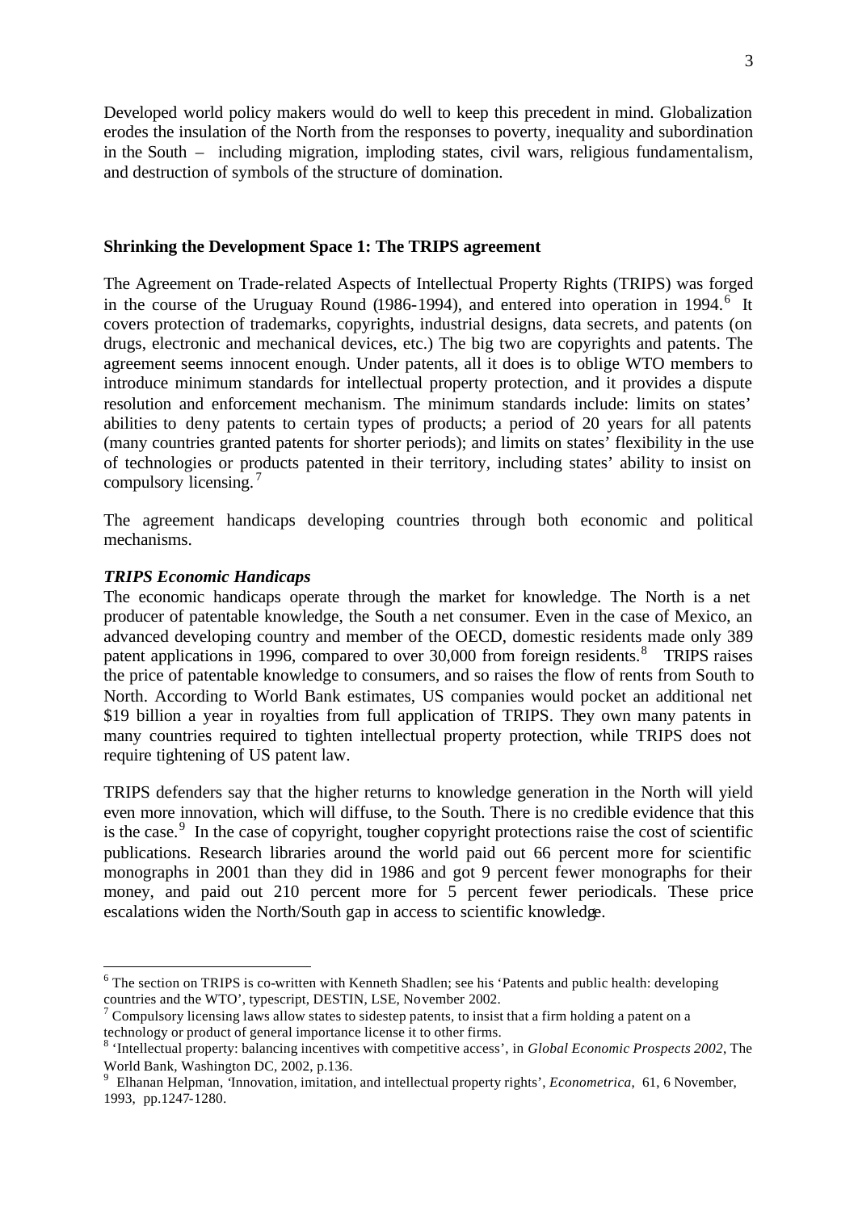Developed world policy makers would do well to keep this precedent in mind. Globalization erodes the insulation of the North from the responses to poverty, inequality and subordination in the South – including migration, imploding states, civil wars, religious fundamentalism, and destruction of symbols of the structure of domination.

## Shrinking the Development Space 1: The TRIPS agreement

The Agreement on Trade-related Aspects of Intellectual Property Rights (TRIPS) was forged in the course of the Uruguay Round (1986-1994), and entered into operation in 1994.[6] It covers protection of trademarks, copyrights, industrial designs, data secrets, and patents (on drugs, electronic and mechanical devices, etc.) The big two are copyrights and patents. The agreement seems innocent enough. Under patents, all it does is to oblige WTO members to introduce minimum standards for intellectual property protection, and it provides a dispute resolution and enforcement mechanism. The minimum standards include: limits on states' abilities to deny patents to certain types of products; a period of 20 years for all patents (many countries granted patents for shorter periods); and limits on states' flexibility in the use of technologies or products patented in their territory, including states' ability to insist on compulsory licensing.[7]

The agreement handicaps developing countries through both economic and political mechanisms.

### *TRIPS Economic Handicaps*

The economic handicaps operate through the market for knowledge. The North is a net producer of patentable knowledge, the South a net consumer. Even in the case of Mexico, an advanced developing country and member of the OECD, domestic residents made only 389 patent applications in 1996, compared to over 30,000 from foreign residents.[8] TRIPS raises the price of patentable knowledge to consumers, and so raises the flow of rents from South to North. According to World Bank estimates, US companies would pocket an additional net $19 billion a year in royalties from full application of TRIPS. They own many patents in many countries required to tighten intellectual property protection, while TRIPS does not require tightening of US patent law.

TRIPS defenders say that the higher returns to knowledge generation in the North will yield even more innovation, which will diffuse, to the South. There is no credible evidence that this is the case.[9] In the case of copyright, tougher copyright protections raise the cost of scientific publications. Research libraries around the world paid out 66 percent more for scientific monographs in 2001 than they did in 1986 and got 9 percent fewer monographs for their money, and paid out 210 percent more for 5 percent fewer periodicals. These price escalations widen the North/South gap in access to scientific knowledge.

---

[6] The section on TRIPS is co-written with Kenneth Shadlen; see his 'Patents and public health: developing countries and the WTO', typescript, DESTIN, LSE, November 2002.

[7] Compulsory licensing laws allow states to sidestep patents, to insist that a firm holding a patent on a technology or product of general importance license it to other firms.

[8] 'Intellectual property: balancing incentives with competitive access', in *Global Economic Prospects 2002*, The World Bank, Washington DC, 2002, p.136.

[9] Elhanan Helpman, 'Innovation, imitation, and intellectual property rights', *Econometrica*, 61, 6 November, 1993, pp.1247-1280.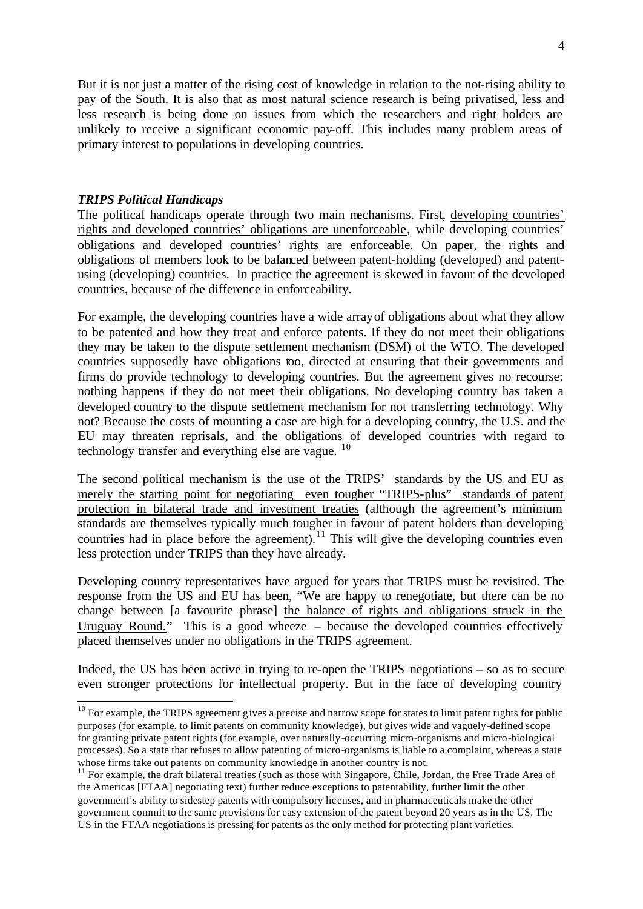But it is not just a matter of the rising cost of knowledge in relation to the not-rising ability to pay of the South. It is also that as most natural science research is being privatised, less and less research is being done on issues from which the researchers and right holders are unlikely to receive a significant economic pay-off. This includes many problem areas of primary interest to populations in developing countries.

### *TRIPS Political Handicaps*

The political handicaps operate through two main mechanisms. First, developing countries' rights and developed countries' obligations are unenforceable, while developing countries' obligations and developed countries' rights are enforceable. On paper, the rights and obligations of members look to be balanced between patent-holding (developed) and patent-using (developing) countries. In practice the agreement is skewed in favour of the developed countries, because of the difference in enforceability.

For example, the developing countries have a wide array of obligations about what they allow to be patented and how they treat and enforce patents. If they do not meet their obligations they may be taken to the dispute settlement mechanism (DSM) of the WTO. The developed countries supposedly have obligations too, directed at ensuring that their governments and firms do provide technology to developing countries. But the agreement gives no recourse: nothing happens if they do not meet their obligations. No developing country has taken a developed country to the dispute settlement mechanism for not transferring technology. Why not? Because the costs of mounting a case are high for a developing country, the U.S. and the EU may threaten reprisals, and the obligations of developed countries with regard to technology transfer and everything else are vague. [10]

The second political mechanism is the use of the TRIPS' standards by the US and EU as merely the starting point for negotiating even tougher "TRIPS-plus" standards of patent protection in bilateral trade and investment treaties (although the agreement's minimum standards are themselves typically much tougher in favour of patent holders than developing countries had in place before the agreement).[11] This will give the developing countries even less protection under TRIPS than they have already.

Developing country representatives have argued for years that TRIPS must be revisited. The response from the US and EU has been, "We are happy to renegotiate, but there can be no change between [a favourite phrase] the balance of rights and obligations struck in the Uruguay Round." This is a good wheeze – because the developed countries effectively placed themselves under no obligations in the TRIPS agreement.

Indeed, the US has been active in trying to re-open the TRIPS negotiations – so as to secure even stronger protections for intellectual property. But in the face of developing country

---

[10] For example, the TRIPS agreement gives a precise and narrow scope for states to limit patent rights for public purposes (for example, to limit patents on community knowledge), but gives wide and vaguely-defined scope for granting private patent rights (for example, over naturally-occurring micro-organisms and micro-biological processes). So a state that refuses to allow patenting of micro-organisms is liable to a complaint, whereas a state whose firms take out patents on community knowledge in another country is not.

[11] For example, the draft bilateral treaties (such as those with Singapore, Chile, Jordan, the Free Trade Area of the Americas [FTAA] negotiating text) further reduce exceptions to patentability, further limit the other government's ability to sidestep patents with compulsory licenses, and in pharmaceuticals make the other government commit to the same provisions for easy extension of the patent beyond 20 years as in the US. The US in the FTAA negotiations is pressing for patents as the only method for protecting plant varieties.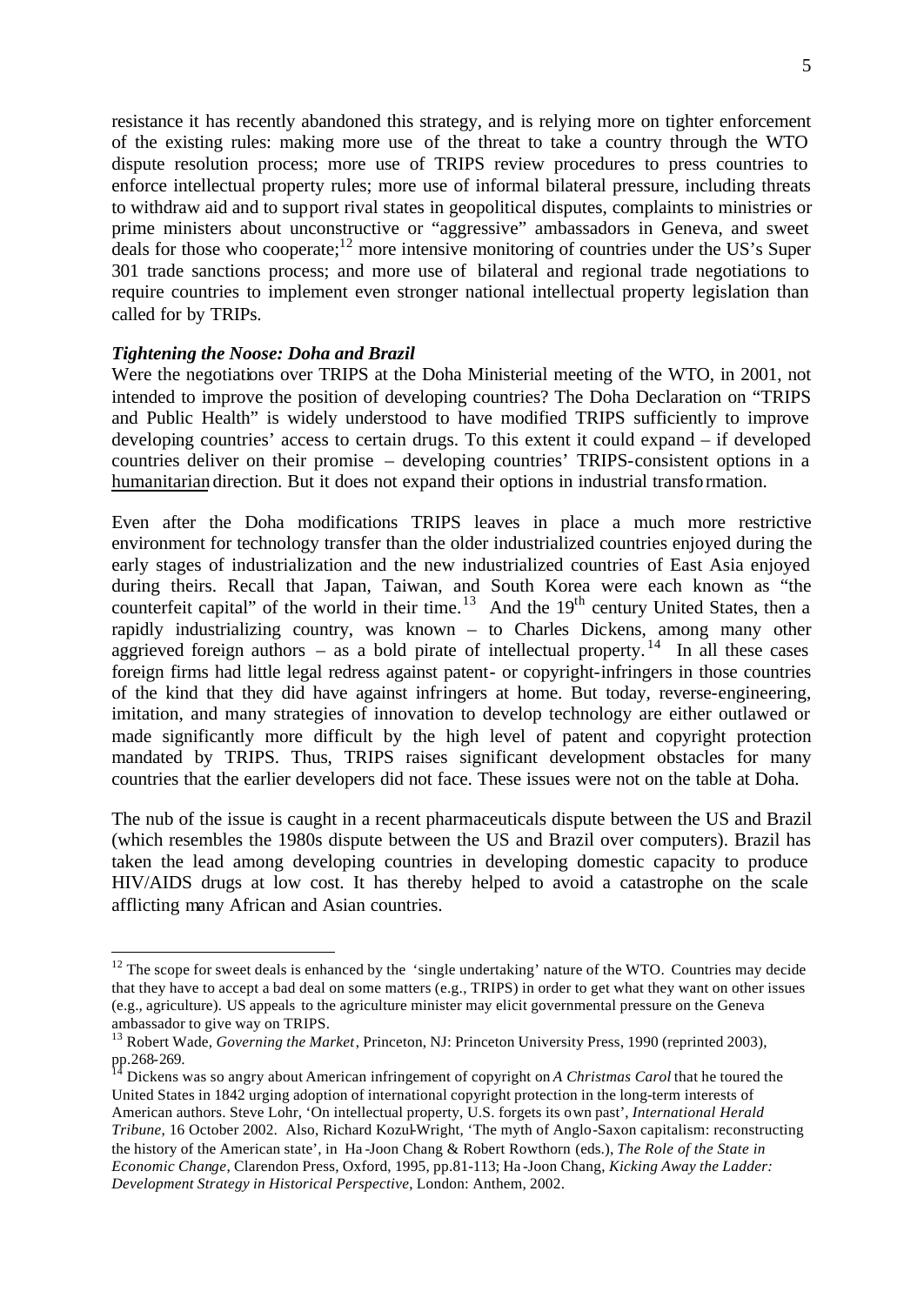resistance it has recently abandoned this strategy, and is relying more on tighter enforcement of the existing rules: making more use of the threat to take a country through the WTO dispute resolution process; more use of TRIPS review procedures to press countries to enforce intellectual property rules; more use of informal bilateral pressure, including threats to withdraw aid and to support rival states in geopolitical disputes, complaints to ministries or prime ministers about unconstructive or "aggressive" ambassadors in Geneva, and sweet deals for those who cooperate;[12] more intensive monitoring of countries under the US's Super 301 trade sanctions process; and more use of bilateral and regional trade negotiations to require countries to implement even stronger national intellectual property legislation than called for by TRIPs.

### *Tightening the Noose: Doha and Brazil*

Were the negotiations over TRIPS at the Doha Ministerial meeting of the WTO, in 2001, not intended to improve the position of developing countries? The Doha Declaration on "TRIPS and Public Health" is widely understood to have modified TRIPS sufficiently to improve developing countries' access to certain drugs. To this extent it could expand – if developed countries deliver on their promise – developing countries' TRIPS-consistent options in a humanitarian direction. But it does not expand their options in industrial transformation.

Even after the Doha modifications TRIPS leaves in place a much more restrictive environment for technology transfer than the older industrialized countries enjoyed during the early stages of industrialization and the new industrialized countries of East Asia enjoyed during theirs. Recall that Japan, Taiwan, and South Korea were each known as "the counterfeit capital" of the world in their time.[13] And the 19th century United States, then a rapidly industrializing country, was known – to Charles Dickens, among many other aggrieved foreign authors – as a bold pirate of intellectual property.[14] In all these cases foreign firms had little legal redress against patent- or copyright-infringers in those countries of the kind that they did have against infringers at home. But today, reverse-engineering, imitation, and many strategies of innovation to develop technology are either outlawed or made significantly more difficult by the high level of patent and copyright protection mandated by TRIPS. Thus, TRIPS raises significant development obstacles for many countries that the earlier developers did not face. These issues were not on the table at Doha.

The nub of the issue is caught in a recent pharmaceuticals dispute between the US and Brazil (which resembles the 1980s dispute between the US and Brazil over computers). Brazil has taken the lead among developing countries in developing domestic capacity to produce HIV/AIDS drugs at low cost. It has thereby helped to avoid a catastrophe on the scale afflicting many African and Asian countries.

---

[12] The scope for sweet deals is enhanced by the 'single undertaking' nature of the WTO. Countries may decide that they have to accept a bad deal on some matters (e.g., TRIPS) in order to get what they want on other issues (e.g., agriculture). US appeals to the agriculture minister may elicit governmental pressure on the Geneva ambassador to give way on TRIPS.

[13] Robert Wade, *Governing the Market*, Princeton, NJ: Princeton University Press, 1990 (reprinted 2003), pp.268-269.

[14] Dickens was so angry about American infringement of copyright on *A Christmas Carol* that he toured the United States in 1842 urging adoption of international copyright protection in the long-term interests of American authors. Steve Lohr, 'On intellectual property, U.S. forgets its own past', *International Herald Tribune*, 16 October 2002. Also, Richard Kozul-Wright, 'The myth of Anglo-Saxon capitalism: reconstructing the history of the American state', in Ha-Joon Chang & Robert Rowthorn (eds.), *The Role of the State in Economic Change*, Clarendon Press, Oxford, 1995, pp.81-113; Ha-Joon Chang, *Kicking Away the Ladder: Development Strategy in Historical Perspective*, London: Anthem, 2002.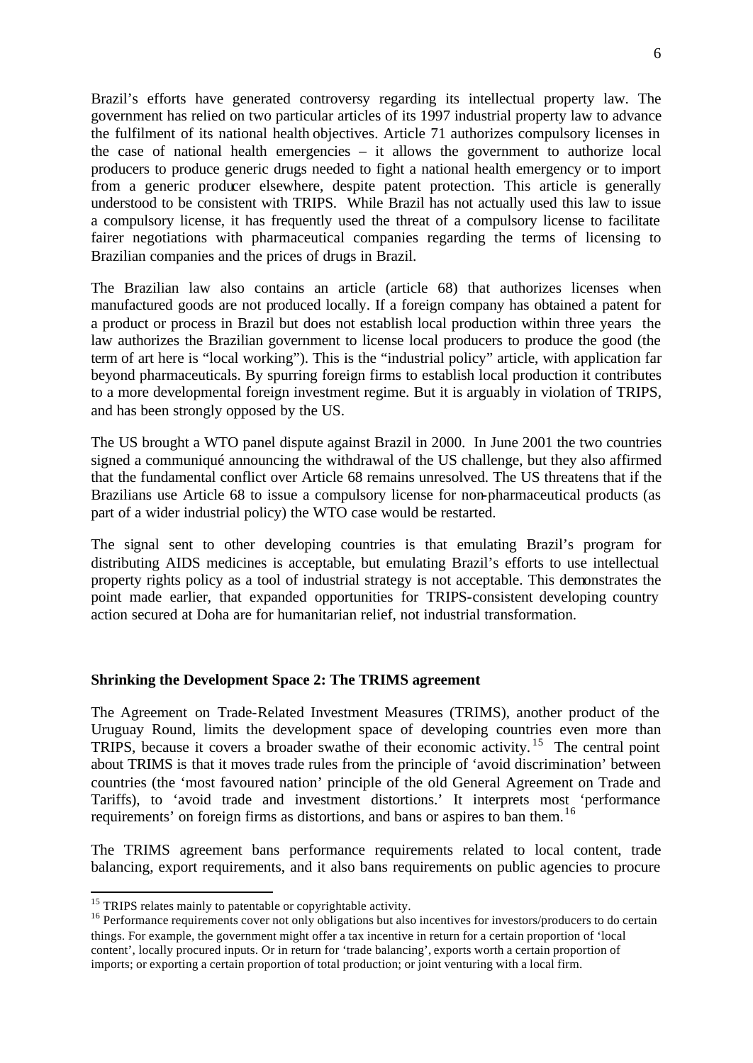Brazil's efforts have generated controversy regarding its intellectual property law. The government has relied on two particular articles of its 1997 industrial property law to advance the fulfilment of its national health objectives. Article 71 authorizes compulsory licenses in the case of national health emergencies – it allows the government to authorize local producers to produce generic drugs needed to fight a national health emergency or to import from a generic producer elsewhere, despite patent protection. This article is generally understood to be consistent with TRIPS. While Brazil has not actually used this law to issue a compulsory license, it has frequently used the threat of a compulsory license to facilitate fairer negotiations with pharmaceutical companies regarding the terms of licensing to Brazilian companies and the prices of drugs in Brazil.

The Brazilian law also contains an article (article 68) that authorizes licenses when manufactured goods are not produced locally. If a foreign company has obtained a patent for a product or process in Brazil but does not establish local production within three years the law authorizes the Brazilian government to license local producers to produce the good (the term of art here is "local working"). This is the "industrial policy" article, with application far beyond pharmaceuticals. By spurring foreign firms to establish local production it contributes to a more developmental foreign investment regime. But it is arguably in violation of TRIPS, and has been strongly opposed by the US.

The US brought a WTO panel dispute against Brazil in 2000. In June 2001 the two countries signed a communiqué announcing the withdrawal of the US challenge, but they also affirmed that the fundamental conflict over Article 68 remains unresolved. The US threatens that if the Brazilians use Article 68 to issue a compulsory license for non-pharmaceutical products (as part of a wider industrial policy) the WTO case would be restarted.

The signal sent to other developing countries is that emulating Brazil's program for distributing AIDS medicines is acceptable, but emulating Brazil's efforts to use intellectual property rights policy as a tool of industrial strategy is not acceptable. This demonstrates the point made earlier, that expanded opportunities for TRIPS-consistent developing country action secured at Doha are for humanitarian relief, not industrial transformation.

### Shrinking the Development Space 2: The TRIMS agreement

The Agreement on Trade-Related Investment Measures (TRIMS), another product of the Uruguay Round, limits the development space of developing countries even more than TRIPS, because it covers a broader swathe of their economic activity.[15] The central point about TRIMS is that it moves trade rules from the principle of 'avoid discrimination' between countries (the 'most favoured nation' principle of the old General Agreement on Trade and Tariffs), to 'avoid trade and investment distortions.' It interprets most 'performance requirements' on foreign firms as distortions, and bans or aspires to ban them.[16]

The TRIMS agreement bans performance requirements related to local content, trade balancing, export requirements, and it also bans requirements on public agencies to procure

---

[15] TRIPS relates mainly to patentable or copyrightable activity.

[16] Performance requirements cover not only obligations but also incentives for investors/producers to do certain things. For example, the government might offer a tax incentive in return for a certain proportion of 'local content', locally procured inputs. Or in return for 'trade balancing', exports worth a certain proportion of imports; or exporting a certain proportion of total production; or joint venturing with a local firm.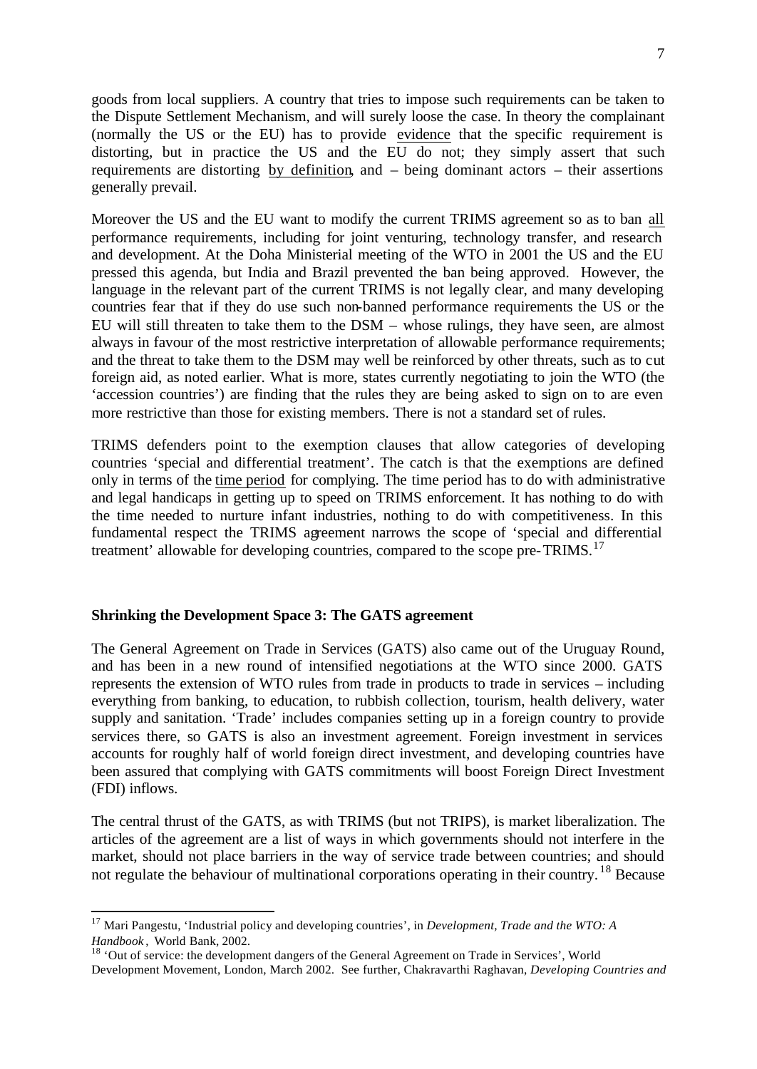goods from local suppliers. A country that tries to impose such requirements can be taken to the Dispute Settlement Mechanism, and will surely loose the case. In theory the complainant (normally the US or the EU) has to provide evidence that the specific requirement is distorting, but in practice the US and the EU do not; they simply assert that such requirements are distorting by definition, and – being dominant actors – their assertions generally prevail.

Moreover the US and the EU want to modify the current TRIMS agreement so as to ban all performance requirements, including for joint venturing, technology transfer, and research and development. At the Doha Ministerial meeting of the WTO in 2001 the US and the EU pressed this agenda, but India and Brazil prevented the ban being approved. However, the language in the relevant part of the current TRIMS is not legally clear, and many developing countries fear that if they do use such non-banned performance requirements the US or the EU will still threaten to take them to the DSM – whose rulings, they have seen, are almost always in favour of the most restrictive interpretation of allowable performance requirements; and the threat to take them to the DSM may well be reinforced by other threats, such as to cut foreign aid, as noted earlier. What is more, states currently negotiating to join the WTO (the 'accession countries') are finding that the rules they are being asked to sign on to are even more restrictive than those for existing members. There is not a standard set of rules.

TRIMS defenders point to the exemption clauses that allow categories of developing countries 'special and differential treatment'. The catch is that the exemptions are defined only in terms of the time period for complying. The time period has to do with administrative and legal handicaps in getting up to speed on TRIMS enforcement. It has nothing to do with the time needed to nurture infant industries, nothing to do with competitiveness. In this fundamental respect the TRIMS agreement narrows the scope of 'special and differential treatment' allowable for developing countries, compared to the scope pre-TRIMS.[17]

**Shrinking the Development Space 3: The GATS agreement**

The General Agreement on Trade in Services (GATS) also came out of the Uruguay Round, and has been in a new round of intensified negotiations at the WTO since 2000. GATS represents the extension of WTO rules from trade in products to trade in services – including everything from banking, to education, to rubbish collection, tourism, health delivery, water supply and sanitation. 'Trade' includes companies setting up in a foreign country to provide services there, so GATS is also an investment agreement. Foreign investment in services accounts for roughly half of world foreign direct investment, and developing countries have been assured that complying with GATS commitments will boost Foreign Direct Investment (FDI) inflows.

The central thrust of the GATS, as with TRIMS (but not TRIPS), is market liberalization. The articles of the agreement are a list of ways in which governments should not interfere in the market, should not place barriers in the way of service trade between countries; and should not regulate the behaviour of multinational corporations operating in their country.[18] Because

[17] Mari Pangestu, 'Industrial policy and developing countries', in *Development, Trade and the WTO: A Handbook*, World Bank, 2002.

[18] 'Out of service: the development dangers of the General Agreement on Trade in Services', World Development Movement, London, March 2002. See further, Chakravarthi Raghavan, *Developing Countries and*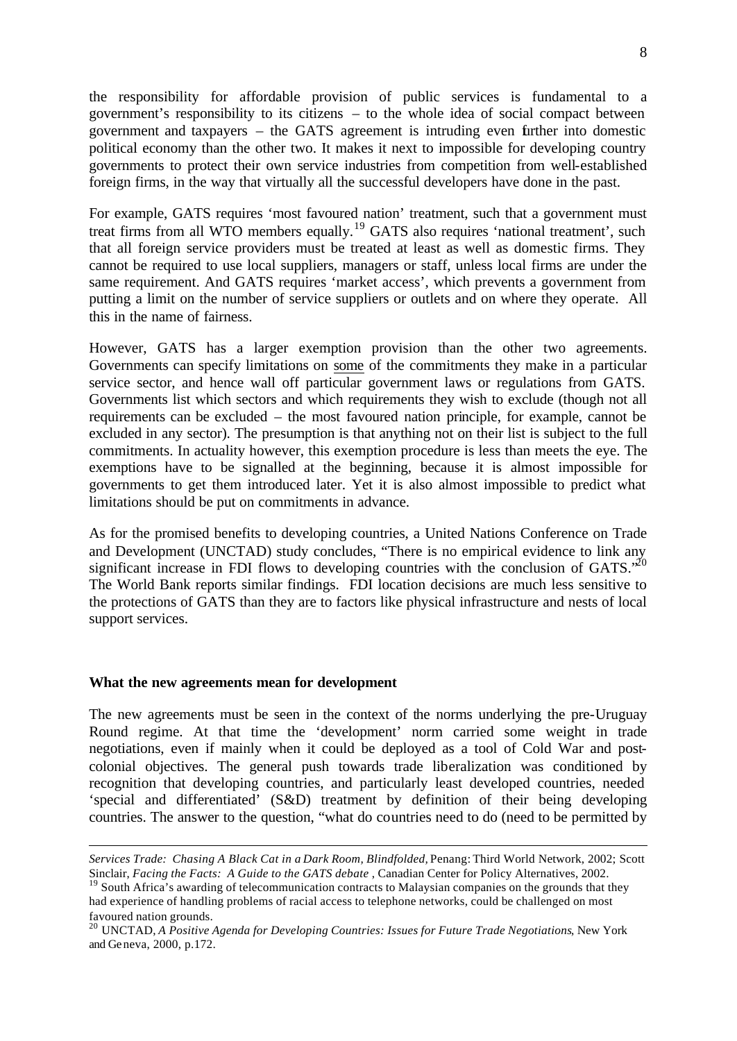the responsibility for affordable provision of public services is fundamental to a government's responsibility to its citizens – to the whole idea of social compact between government and taxpayers – the GATS agreement is intruding even further into domestic political economy than the other two. It makes it next to impossible for developing country governments to protect their own service industries from competition from well-established foreign firms, in the way that virtually all the successful developers have done in the past.

For example, GATS requires 'most favoured nation' treatment, such that a government must treat firms from all WTO members equally.[19] GATS also requires 'national treatment', such that all foreign service providers must be treated at least as well as domestic firms. They cannot be required to use local suppliers, managers or staff, unless local firms are under the same requirement. And GATS requires 'market access', which prevents a government from putting a limit on the number of service suppliers or outlets and on where they operate. All this in the name of fairness.

However, GATS has a larger exemption provision than the other two agreements. Governments can specify limitations on some of the commitments they make in a particular service sector, and hence wall off particular government laws or regulations from GATS. Governments list which sectors and which requirements they wish to exclude (though not all requirements can be excluded – the most favoured nation principle, for example, cannot be excluded in any sector). The presumption is that anything not on their list is subject to the full commitments. In actuality however, this exemption procedure is less than meets the eye. The exemptions have to be signalled at the beginning, because it is almost impossible for governments to get them introduced later. Yet it is also almost impossible to predict what limitations should be put on commitments in advance.

As for the promised benefits to developing countries, a United Nations Conference on Trade and Development (UNCTAD) study concludes, "There is no empirical evidence to link any significant increase in FDI flows to developing countries with the conclusion of GATS."[20] The World Bank reports similar findings. FDI location decisions are much less sensitive to the protections of GATS than they are to factors like physical infrastructure and nests of local support services.

**What the new agreements mean for development**

The new agreements must be seen in the context of the norms underlying the pre-Uruguay Round regime. At that time the 'development' norm carried some weight in trade negotiations, even if mainly when it could be deployed as a tool of Cold War and post-colonial objectives. The general push towards trade liberalization was conditioned by recognition that developing countries, and particularly least developed countries, needed 'special and differentiated' (S&D) treatment by definition of their being developing countries. The answer to the question, "what do countries need to do (need to be permitted by

---

*Services Trade: Chasing A Black Cat in a Dark Room, Blindfolded*, Penang: Third World Network, 2002; Scott Sinclair, *Facing the Facts: A Guide to the GATS debate* , Canadian Center for Policy Alternatives, 2002.

[19] South Africa's awarding of telecommunication contracts to Malaysian companies on the grounds that they had experience of handling problems of racial access to telephone networks, could be challenged on most favoured nation grounds.

[20] UNCTAD, *A Positive Agenda for Developing Countries: Issues for Future Trade Negotiations*, New York and Geneva, 2000, p.172.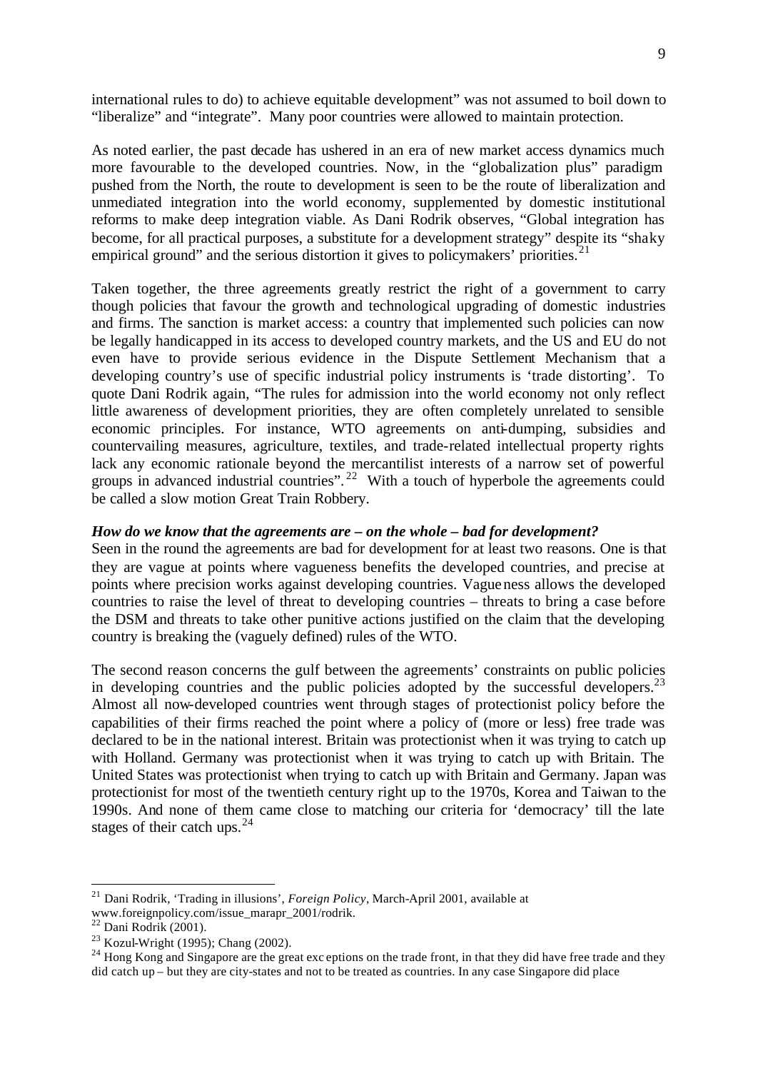international rules to do) to achieve equitable development" was not assumed to boil down to "liberalize" and "integrate". Many poor countries were allowed to maintain protection.

As noted earlier, the past decade has ushered in an era of new market access dynamics much more favourable to the developed countries. Now, in the "globalization plus" paradigm pushed from the North, the route to development is seen to be the route of liberalization and unmediated integration into the world economy, supplemented by domestic institutional reforms to make deep integration viable. As Dani Rodrik observes, "Global integration has become, for all practical purposes, a substitute for a development strategy" despite its "shaky empirical ground" and the serious distortion it gives to policymakers' priorities.[21]

Taken together, the three agreements greatly restrict the right of a government to carry though policies that favour the growth and technological upgrading of domestic industries and firms. The sanction is market access: a country that implemented such policies can now be legally handicapped in its access to developed country markets, and the US and EU do not even have to provide serious evidence in the Dispute Settlement Mechanism that a developing country's use of specific industrial policy instruments is 'trade distorting'. To quote Dani Rodrik again, "The rules for admission into the world economy not only reflect little awareness of development priorities, they are often completely unrelated to sensible economic principles. For instance, WTO agreements on anti-dumping, subsidies and countervailing measures, agriculture, textiles, and trade-related intellectual property rights lack any economic rationale beyond the mercantilist interests of a narrow set of powerful groups in advanced industrial countries".[22] With a touch of hyperbole the agreements could be called a slow motion Great Train Robbery.

***How do we know that the agreements are – on the whole – bad for development?***

Seen in the round the agreements are bad for development for at least two reasons. One is that they are vague at points where vagueness benefits the developed countries, and precise at points where precision works against developing countries. Vagueness allows the developed countries to raise the level of threat to developing countries – threats to bring a case before the DSM and threats to take other punitive actions justified on the claim that the developing country is breaking the (vaguely defined) rules of the WTO.

The second reason concerns the gulf between the agreements' constraints on public policies in developing countries and the public policies adopted by the successful developers.[23] Almost all now-developed countries went through stages of protectionist policy before the capabilities of their firms reached the point where a policy of (more or less) free trade was declared to be in the national interest. Britain was protectionist when it was trying to catch up with Holland. Germany was protectionist when it was trying to catch up with Britain. The United States was protectionist when trying to catch up with Britain and Germany. Japan was protectionist for most of the twentieth century right up to the 1970s, Korea and Taiwan to the 1990s. And none of them came close to matching our criteria for 'democracy' till the late stages of their catch ups.[24]

---

[21] Dani Rodrik, 'Trading in illusions', *Foreign Policy*, March-April 2001, available at www.foreignpolicy.com/issue_marapr_2001/rodrik.

[22] Dani Rodrik (2001).

[23] Kozul-Wright (1995); Chang (2002).

[24] Hong Kong and Singapore are the great exceptions on the trade front, in that they did have free trade and they did catch up – but they are city-states and not to be treated as countries. In any case Singapore did place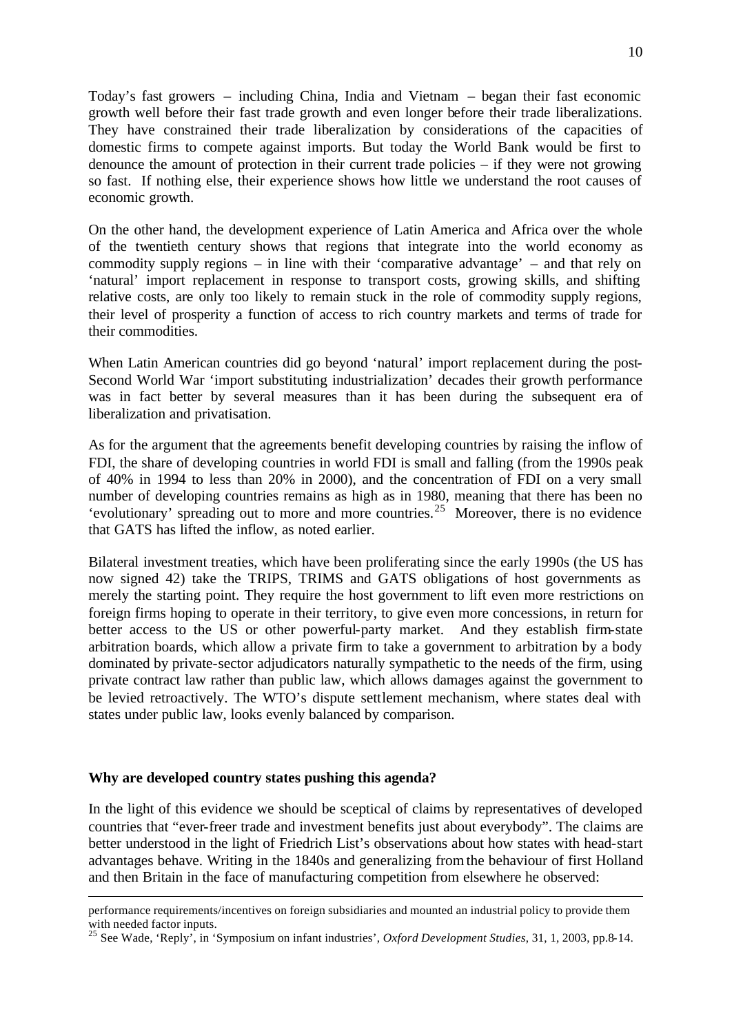Today's fast growers – including China, India and Vietnam – began their fast economic growth well before their fast trade growth and even longer before their trade liberalizations. They have constrained their trade liberalization by considerations of the capacities of domestic firms to compete against imports. But today the World Bank would be first to denounce the amount of protection in their current trade policies – if they were not growing so fast. If nothing else, their experience shows how little we understand the root causes of economic growth.

On the other hand, the development experience of Latin America and Africa over the whole of the twentieth century shows that regions that integrate into the world economy as commodity supply regions – in line with their 'comparative advantage' – and that rely on 'natural' import replacement in response to transport costs, growing skills, and shifting relative costs, are only too likely to remain stuck in the role of commodity supply regions, their level of prosperity a function of access to rich country markets and terms of trade for their commodities.

When Latin American countries did go beyond 'natural' import replacement during the post-Second World War 'import substituting industrialization' decades their growth performance was in fact better by several measures than it has been during the subsequent era of liberalization and privatisation.

As for the argument that the agreements benefit developing countries by raising the inflow of FDI, the share of developing countries in world FDI is small and falling (from the 1990s peak of 40% in 1994 to less than 20% in 2000), and the concentration of FDI on a very small number of developing countries remains as high as in 1980, meaning that there has been no 'evolutionary' spreading out to more and more countries.[25] Moreover, there is no evidence that GATS has lifted the inflow, as noted earlier.

Bilateral investment treaties, which have been proliferating since the early 1990s (the US has now signed 42) take the TRIPS, TRIMS and GATS obligations of host governments as merely the starting point. They require the host government to lift even more restrictions on foreign firms hoping to operate in their territory, to give even more concessions, in return for better access to the US or other powerful-party market. And they establish firm-state arbitration boards, which allow a private firm to take a government to arbitration by a body dominated by private-sector adjudicators naturally sympathetic to the needs of the firm, using private contract law rather than public law, which allows damages against the government to be levied retroactively. The WTO's dispute settlement mechanism, where states deal with states under public law, looks evenly balanced by comparison.

## Why are developed country states pushing this agenda?

In the light of this evidence we should be sceptical of claims by representatives of developed countries that "ever-freer trade and investment benefits just about everybody". The claims are better understood in the light of Friedrich List's observations about how states with head-start advantages behave. Writing in the 1840s and generalizing from the behaviour of first Holland and then Britain in the face of manufacturing competition from elsewhere he observed:

---

performance requirements/incentives on foreign subsidiaries and mounted an industrial policy to provide them with needed factor inputs.

[25] See Wade, 'Reply', in 'Symposium on infant industries', *Oxford Development Studies*, 31, 1, 2003, pp.8-14.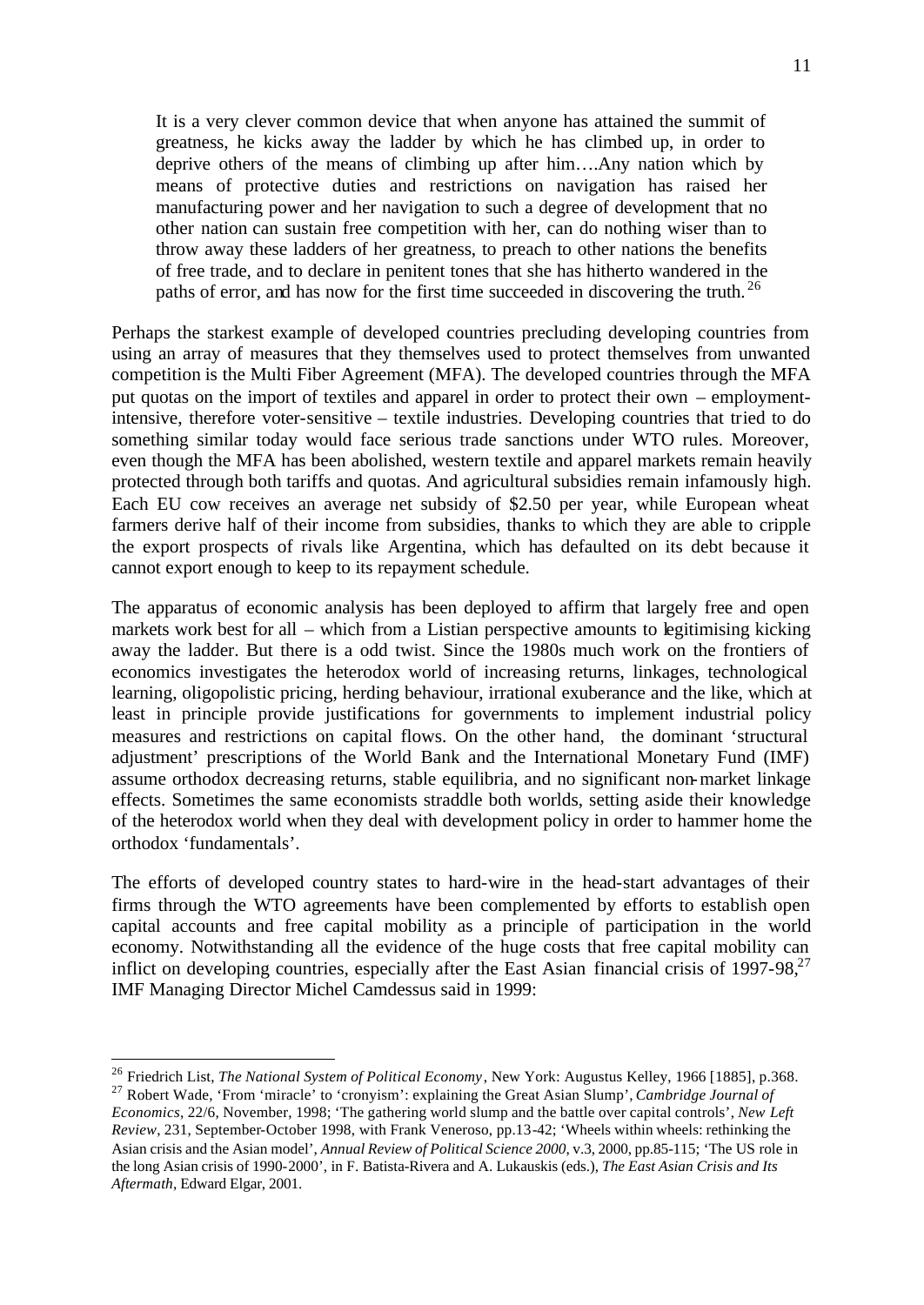> It is a very clever common device that when anyone has attained the summit of greatness, he kicks away the ladder by which he has climbed up, in order to deprive others of the means of climbing up after him….Any nation which by means of protective duties and restrictions on navigation has raised her manufacturing power and her navigation to such a degree of development that no other nation can sustain free competition with her, can do nothing wiser than to throw away these ladders of her greatness, to preach to other nations the benefits of free trade, and to declare in penitent tones that she has hitherto wandered in the paths of error, and has now for the first time succeeded in discovering the truth.[26]

Perhaps the starkest example of developed countries precluding developing countries from using an array of measures that they themselves used to protect themselves from unwanted competition is the Multi Fiber Agreement (MFA). The developed countries through the MFA put quotas on the import of textiles and apparel in order to protect their own – employment-intensive, therefore voter-sensitive – textile industries. Developing countries that tried to do something similar today would face serious trade sanctions under WTO rules. Moreover, even though the MFA has been abolished, western textile and apparel markets remain heavily protected through both tariffs and quotas. And agricultural subsidies remain infamously high. Each EU cow receives an average net subsidy of $2.50 per year, while European wheat farmers derive half of their income from subsidies, thanks to which they are able to cripple the export prospects of rivals like Argentina, which has defaulted on its debt because it cannot export enough to keep to its repayment schedule.

The apparatus of economic analysis has been deployed to affirm that largely free and open markets work best for all – which from a Listian perspective amounts to legitimising kicking away the ladder. But there is a odd twist. Since the 1980s much work on the frontiers of economics investigates the heterodox world of increasing returns, linkages, technological learning, oligopolistic pricing, herding behaviour, irrational exuberance and the like, which at least in principle provide justifications for governments to implement industrial policy measures and restrictions on capital flows. On the other hand, the dominant 'structural adjustment' prescriptions of the World Bank and the International Monetary Fund (IMF) assume orthodox decreasing returns, stable equilibria, and no significant non-market linkage effects. Sometimes the same economists straddle both worlds, setting aside their knowledge of the heterodox world when they deal with development policy in order to hammer home the orthodox 'fundamentals'.

The efforts of developed country states to hard-wire in the head-start advantages of their firms through the WTO agreements have been complemented by efforts to establish open capital accounts and free capital mobility as a principle of participation in the world economy. Notwithstanding all the evidence of the huge costs that free capital mobility can inflict on developing countries, especially after the East Asian financial crisis of 1997-98,[27] IMF Managing Director Michel Camdessus said in 1999:

---

[26] Friedrich List, *The National System of Political Economy*, New York: Augustus Kelley, 1966 [1885], p.368.

[27] Robert Wade, 'From 'miracle' to 'cronyism': explaining the Great Asian Slump', *Cambridge Journal of Economics*, 22/6, November, 1998; 'The gathering world slump and the battle over capital controls', *New Left Review*, 231, September-October 1998, with Frank Veneroso, pp.13-42; 'Wheels within wheels: rethinking the Asian crisis and the Asian model', *Annual Review of Political Science 2000*, v.3, 2000, pp.85-115; 'The US role in the long Asian crisis of 1990-2000', in F. Batista-Rivera and A. Lukauskis (eds.), *The East Asian Crisis and Its Aftermath*, Edward Elgar, 2001.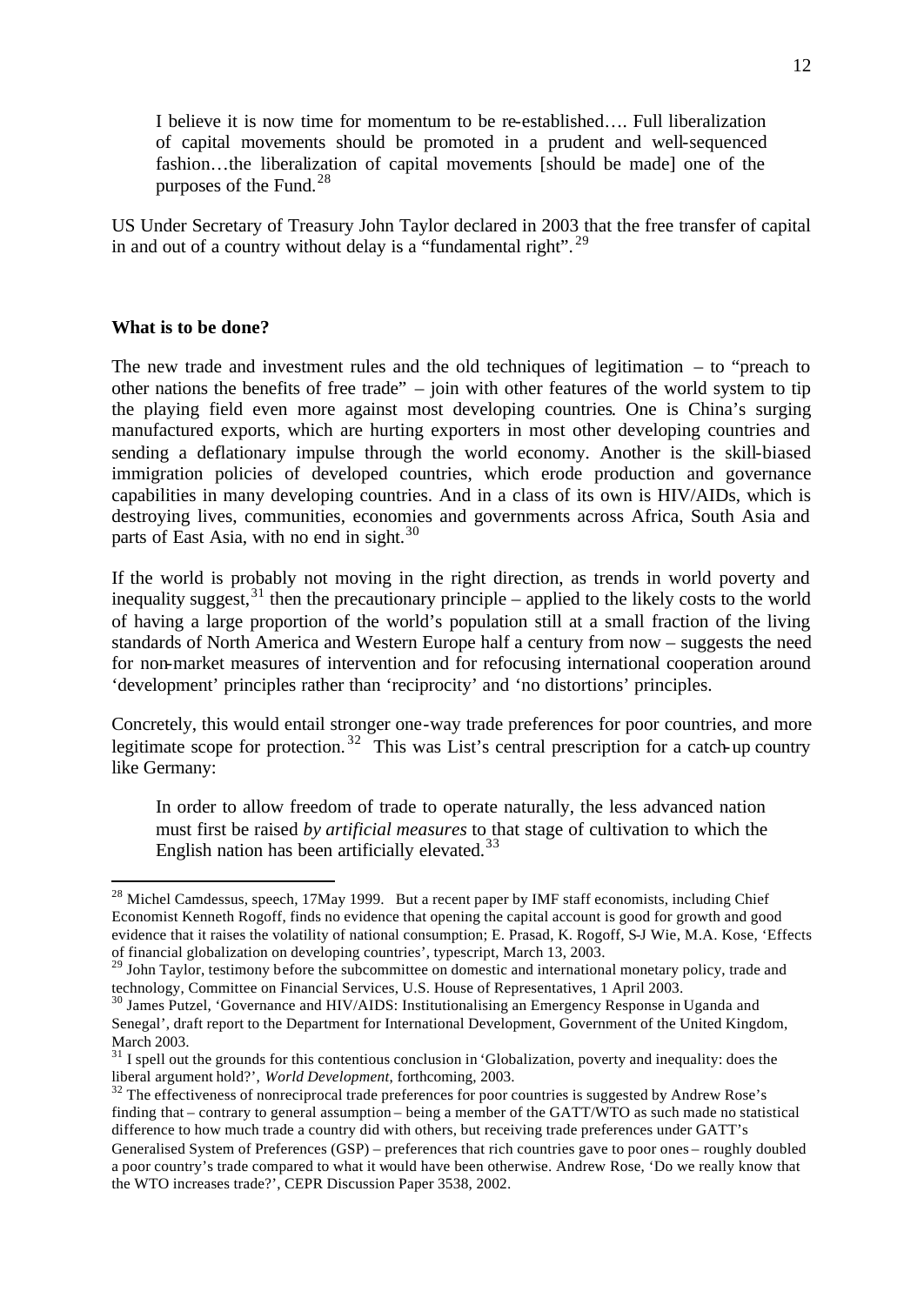> I believe it is now time for momentum to be re-established…. Full liberalization of capital movements should be promoted in a prudent and well-sequenced fashion…the liberalization of capital movements [should be made] one of the purposes of the Fund.[28]

US Under Secretary of Treasury John Taylor declared in 2003 that the free transfer of capital in and out of a country without delay is a "fundamental right".[29]

**What is to be done?**

The new trade and investment rules and the old techniques of legitimation – to "preach to other nations the benefits of free trade" – join with other features of the world system to tip the playing field even more against most developing countries. One is China's surging manufactured exports, which are hurting exporters in most other developing countries and sending a deflationary impulse through the world economy. Another is the skill-biased immigration policies of developed countries, which erode production and governance capabilities in many developing countries. And in a class of its own is HIV/AIDs, which is destroying lives, communities, economies and governments across Africa, South Asia and parts of East Asia, with no end in sight.[30]

If the world is probably not moving in the right direction, as trends in world poverty and inequality suggest,[31] then the precautionary principle – applied to the likely costs to the world of having a large proportion of the world's population still at a small fraction of the living standards of North America and Western Europe half a century from now – suggests the need for non-market measures of intervention and for refocusing international cooperation around 'development' principles rather than 'reciprocity' and 'no distortions' principles.

Concretely, this would entail stronger one-way trade preferences for poor countries, and more legitimate scope for protection.[32] This was List's central prescription for a catch-up country like Germany:

> In order to allow freedom of trade to operate naturally, the less advanced nation must first be raised *by artificial measures* to that stage of cultivation to which the English nation has been artificially elevated.[33]

---

[28] Michel Camdessus, speech, 17May 1999. But a recent paper by IMF staff economists, including Chief Economist Kenneth Rogoff, finds no evidence that opening the capital account is good for growth and good evidence that it raises the volatility of national consumption; E. Prasad, K. Rogoff, S-J Wie, M.A. Kose, 'Effects of financial globalization on developing countries', typescript, March 13, 2003.

[29] John Taylor, testimony before the subcommittee on domestic and international monetary policy, trade and technology, Committee on Financial Services, U.S. House of Representatives, 1 April 2003.

[30] James Putzel, 'Governance and HIV/AIDS: Institutionalising an Emergency Response in Uganda and Senegal', draft report to the Department for International Development, Government of the United Kingdom, March 2003.

[31] I spell out the grounds for this contentious conclusion in 'Globalization, poverty and inequality: does the liberal argument hold?', *World Development*, forthcoming, 2003.

[32] The effectiveness of nonreciprocal trade preferences for poor countries is suggested by Andrew Rose's finding that – contrary to general assumption – being a member of the GATT/WTO as such made no statistical difference to how much trade a country did with others, but receiving trade preferences under GATT's Generalised System of Preferences (GSP) – preferences that rich countries gave to poor ones – roughly doubled a poor country's trade compared to what it would have been otherwise. Andrew Rose, 'Do we really know that the WTO increases trade?', CEPR Discussion Paper 3538, 2002.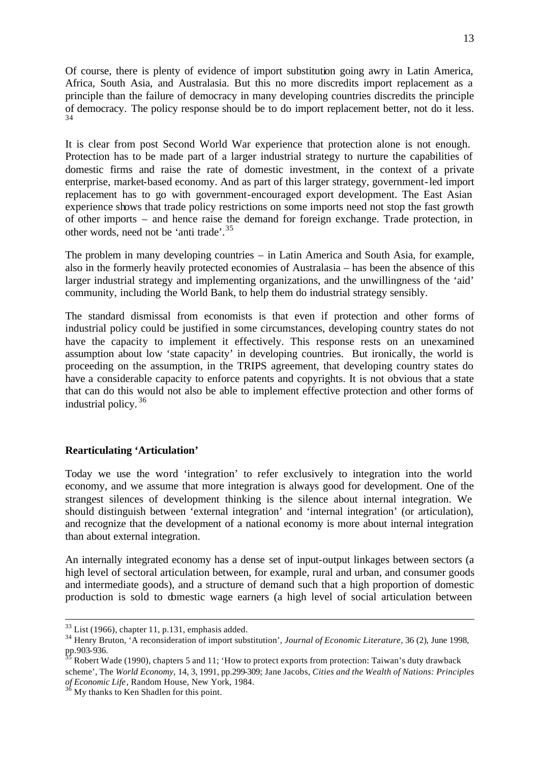Of course, there is plenty of evidence of import substitution going awry in Latin America, Africa, South Asia, and Australasia. But this no more discredits import replacement as a principle than the failure of democracy in many developing countries discredits the principle of democracy. The policy response should be to do import replacement better, not do it less.[34]

It is clear from post Second World War experience that protection alone is not enough. Protection has to be made part of a larger industrial strategy to nurture the capabilities of domestic firms and raise the rate of domestic investment, in the context of a private enterprise, market-based economy. And as part of this larger strategy, government-led import replacement has to go with government-encouraged export development. The East Asian experience shows that trade policy restrictions on some imports need not stop the fast growth of other imports – and hence raise the demand for foreign exchange. Trade protection, in other words, need not be 'anti trade'.[35]

The problem in many developing countries – in Latin America and South Asia, for example, also in the formerly heavily protected economies of Australasia – has been the absence of this larger industrial strategy and implementing organizations, and the unwillingness of the 'aid' community, including the World Bank, to help them do industrial strategy sensibly.

The standard dismissal from economists is that even if protection and other forms of industrial policy could be justified in some circumstances, developing country states do not have the capacity to implement it effectively. This response rests on an unexamined assumption about low 'state capacity' in developing countries. But ironically, the world is proceeding on the assumption, in the TRIPS agreement, that developing country states do have a considerable capacity to enforce patents and copyrights. It is not obvious that a state that can do this would not also be able to implement effective protection and other forms of industrial policy.[36]

## Rearticulating 'Articulation'

Today we use the word 'integration' to refer exclusively to integration into the world economy, and we assume that more integration is always good for development. One of the strangest silences of development thinking is the silence about internal integration. We should distinguish between 'external integration' and 'internal integration' (or articulation), and recognize that the development of a national economy is more about internal integration than about external integration.

An internally integrated economy has a dense set of input-output linkages between sectors (a high level of sectoral articulation between, for example, rural and urban, and consumer goods and intermediate goods), and a structure of demand such that a high proportion of domestic production is sold to domestic wage earners (a high level of social articulation between

---

[33] List (1966), chapter 11, p.131, emphasis added.

[34] Henry Bruton, 'A reconsideration of import substitution', *Journal of Economic Literature*, 36 (2), June 1998, pp.903-936.

[35] Robert Wade (1990), chapters 5 and 11; 'How to protect exports from protection: Taiwan's duty drawback scheme', The *World Economy*, 14, 3, 1991, pp.299-309; Jane Jacobs, *Cities and the Wealth of Nations: Principles of Economic Life*, Random House, New York, 1984.

[36] My thanks to Ken Shadlen for this point.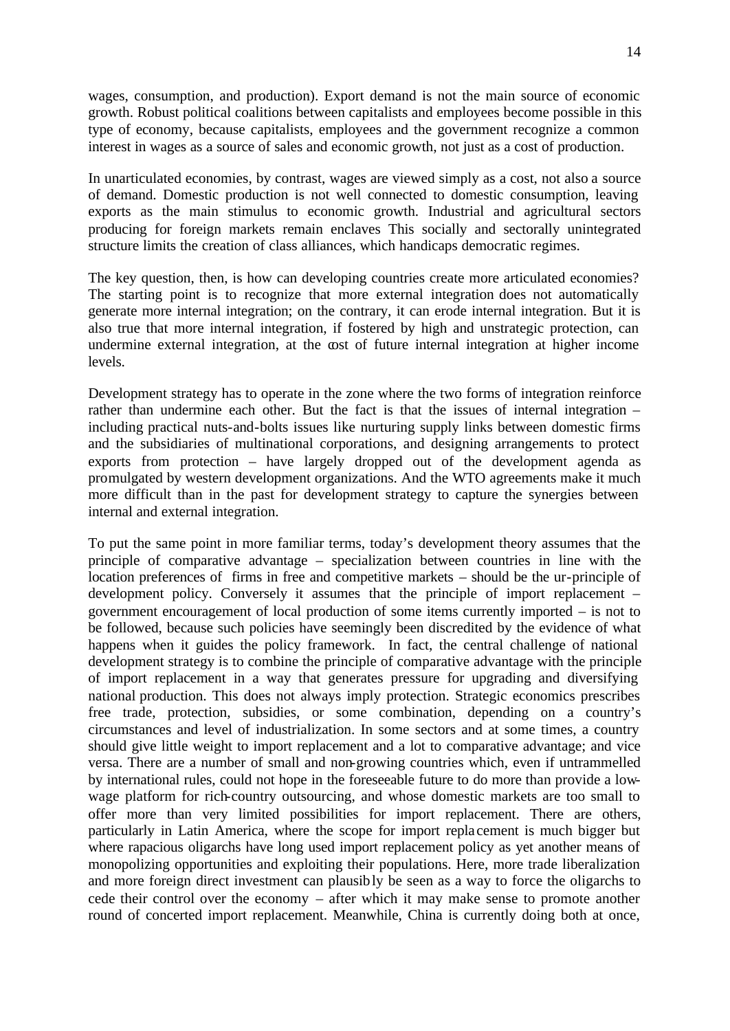wages, consumption, and production). Export demand is not the main source of economic growth. Robust political coalitions between capitalists and employees become possible in this type of economy, because capitalists, employees and the government recognize a common interest in wages as a source of sales and economic growth, not just as a cost of production.

In unarticulated economies, by contrast, wages are viewed simply as a cost, not also a source of demand. Domestic production is not well connected to domestic consumption, leaving exports as the main stimulus to economic growth. Industrial and agricultural sectors producing for foreign markets remain enclaves This socially and sectorally unintegrated structure limits the creation of class alliances, which handicaps democratic regimes.

The key question, then, is how can developing countries create more articulated economies? The starting point is to recognize that more external integration does not automatically generate more internal integration; on the contrary, it can erode internal integration. But it is also true that more internal integration, if fostered by high and unstrategic protection, can undermine external integration, at the cost of future internal integration at higher income levels.

Development strategy has to operate in the zone where the two forms of integration reinforce rather than undermine each other. But the fact is that the issues of internal integration – including practical nuts-and-bolts issues like nurturing supply links between domestic firms and the subsidiaries of multinational corporations, and designing arrangements to protect exports from protection – have largely dropped out of the development agenda as promulgated by western development organizations. And the WTO agreements make it much more difficult than in the past for development strategy to capture the synergies between internal and external integration.

To put the same point in more familiar terms, today's development theory assumes that the principle of comparative advantage – specialization between countries in line with the location preferences of firms in free and competitive markets – should be the ur-principle of development policy. Conversely it assumes that the principle of import replacement – government encouragement of local production of some items currently imported – is not to be followed, because such policies have seemingly been discredited by the evidence of what happens when it guides the policy framework. In fact, the central challenge of national development strategy is to combine the principle of comparative advantage with the principle of import replacement in a way that generates pressure for upgrading and diversifying national production. This does not always imply protection. Strategic economics prescribes free trade, protection, subsidies, or some combination, depending on a country's circumstances and level of industrialization. In some sectors and at some times, a country should give little weight to import replacement and a lot to comparative advantage; and vice versa. There are a number of small and non-growing countries which, even if untrammelled by international rules, could not hope in the foreseeable future to do more than provide a low-wage platform for rich-country outsourcing, and whose domestic markets are too small to offer more than very limited possibilities for import replacement. There are others, particularly in Latin America, where the scope for import replacement is much bigger but where rapacious oligarchs have long used import replacement policy as yet another means of monopolizing opportunities and exploiting their populations. Here, more trade liberalization and more foreign direct investment can plausibly be seen as a way to force the oligarchs to cede their control over the economy – after which it may make sense to promote another round of concerted import replacement. Meanwhile, China is currently doing both at once,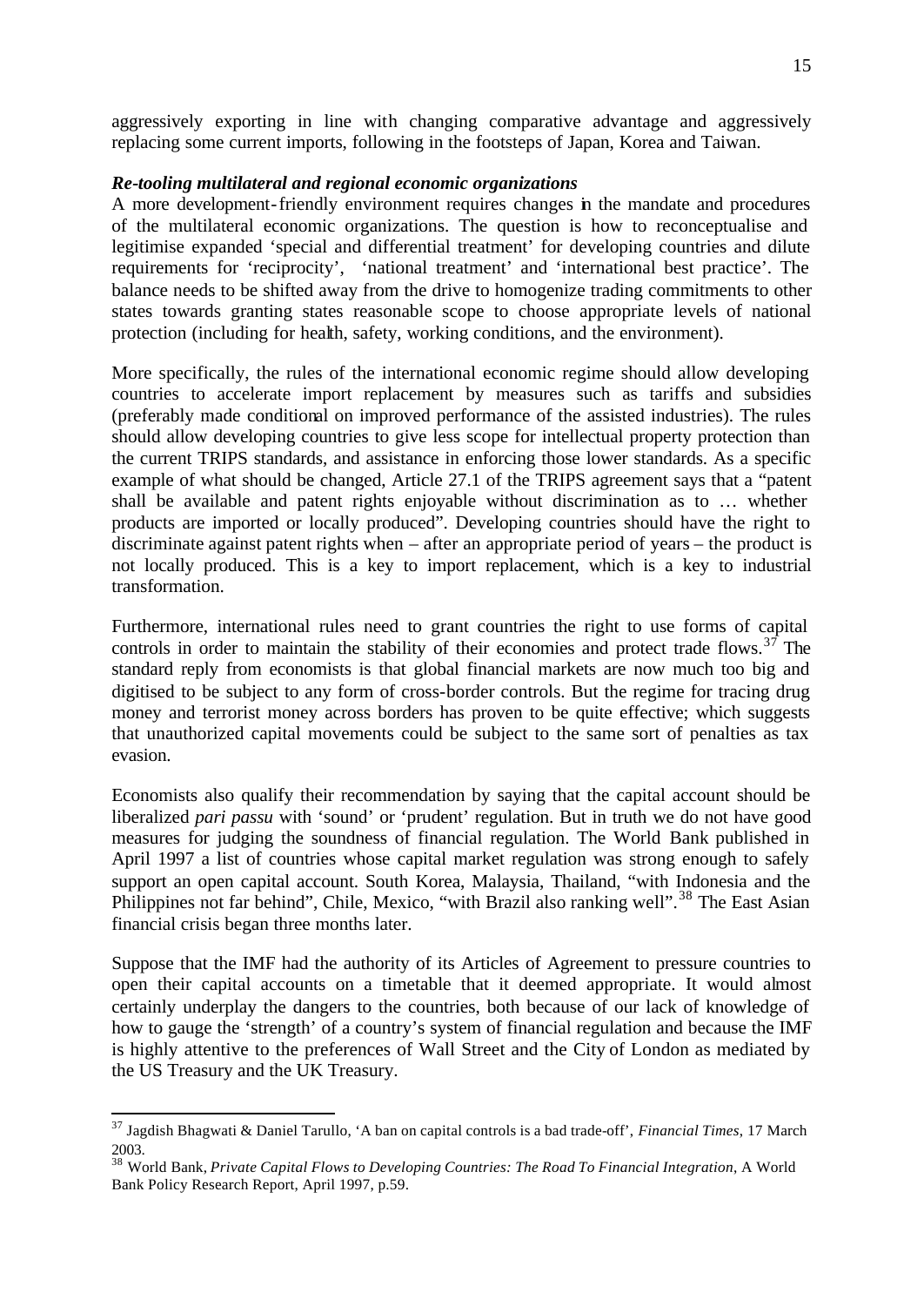aggressively exporting in line with changing comparative advantage and aggressively replacing some current imports, following in the footsteps of Japan, Korea and Taiwan.

***Re-tooling multilateral and regional economic organizations***

A more development-friendly environment requires changes in the mandate and procedures of the multilateral economic organizations. The question is how to reconceptualise and legitimise expanded 'special and differential treatment' for developing countries and dilute requirements for 'reciprocity', 'national treatment' and 'international best practice'. The balance needs to be shifted away from the drive to homogenize trading commitments to other states towards granting states reasonable scope to choose appropriate levels of national protection (including for health, safety, working conditions, and the environment).

More specifically, the rules of the international economic regime should allow developing countries to accelerate import replacement by measures such as tariffs and subsidies (preferably made conditional on improved performance of the assisted industries). The rules should allow developing countries to give less scope for intellectual property protection than the current TRIPS standards, and assistance in enforcing those lower standards. As a specific example of what should be changed, Article 27.1 of the TRIPS agreement says that a "patent shall be available and patent rights enjoyable without discrimination as to … whether products are imported or locally produced". Developing countries should have the right to discriminate against patent rights when – after an appropriate period of years – the product is not locally produced. This is a key to import replacement, which is a key to industrial transformation.

Furthermore, international rules need to grant countries the right to use forms of capital controls in order to maintain the stability of their economies and protect trade flows.[37] The standard reply from economists is that global financial markets are now much too big and digitised to be subject to any form of cross-border controls. But the regime for tracing drug money and terrorist money across borders has proven to be quite effective; which suggests that unauthorized capital movements could be subject to the same sort of penalties as tax evasion.

Economists also qualify their recommendation by saying that the capital account should be liberalized *pari passu* with 'sound' or 'prudent' regulation. But in truth we do not have good measures for judging the soundness of financial regulation. The World Bank published in April 1997 a list of countries whose capital market regulation was strong enough to safely support an open capital account. South Korea, Malaysia, Thailand, "with Indonesia and the Philippines not far behind", Chile, Mexico, "with Brazil also ranking well".[38] The East Asian financial crisis began three months later.

Suppose that the IMF had the authority of its Articles of Agreement to pressure countries to open their capital accounts on a timetable that it deemed appropriate. It would almost certainly underplay the dangers to the countries, both because of our lack of knowledge of how to gauge the 'strength' of a country's system of financial regulation and because the IMF is highly attentive to the preferences of Wall Street and the City of London as mediated by the US Treasury and the UK Treasury.

---

[37] Jagdish Bhagwati & Daniel Tarullo, 'A ban on capital controls is a bad trade-off', *Financial Times*, 17 March 2003.

[38] World Bank, *Private Capital Flows to Developing Countries: The Road To Financial Integration*, A World Bank Policy Research Report, April 1997, p.59.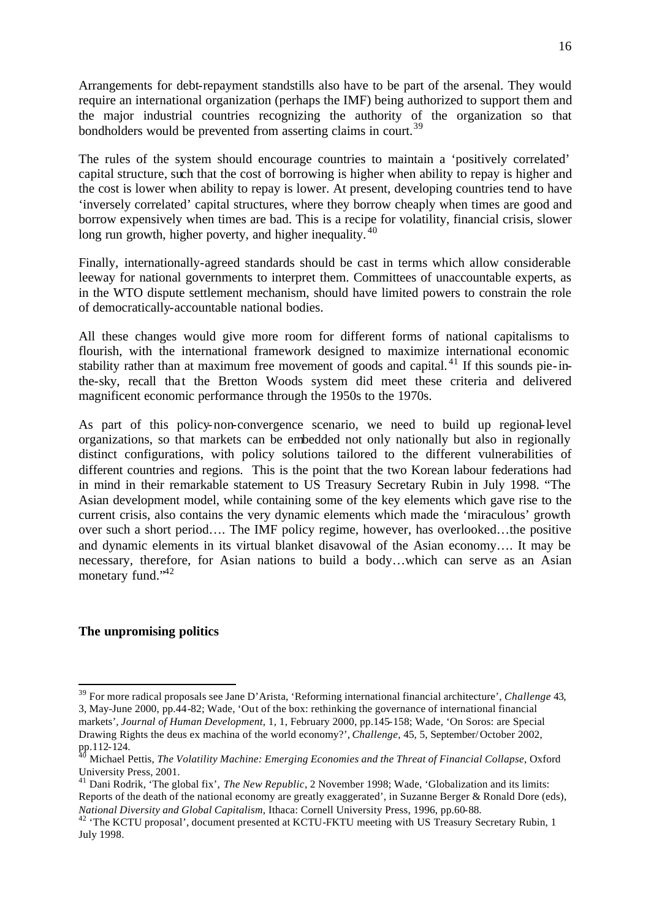Arrangements for debt-repayment standstills also have to be part of the arsenal. They would require an international organization (perhaps the IMF) being authorized to support them and the major industrial countries recognizing the authority of the organization so that bondholders would be prevented from asserting claims in court.[39]

The rules of the system should encourage countries to maintain a 'positively correlated' capital structure, such that the cost of borrowing is higher when ability to repay is higher and the cost is lower when ability to repay is lower. At present, developing countries tend to have 'inversely correlated' capital structures, where they borrow cheaply when times are good and borrow expensively when times are bad. This is a recipe for volatility, financial crisis, slower long run growth, higher poverty, and higher inequality.[40]

Finally, internationally-agreed standards should be cast in terms which allow considerable leeway for national governments to interpret them. Committees of unaccountable experts, as in the WTO dispute settlement mechanism, should have limited powers to constrain the role of democratically-accountable national bodies.

All these changes would give more room for different forms of national capitalisms to flourish, with the international framework designed to maximize international economic stability rather than at maximum free movement of goods and capital.[41] If this sounds pie-in-the-sky, recall that the Bretton Woods system did meet these criteria and delivered magnificent economic performance through the 1950s to the 1970s.

As part of this policy-non-convergence scenario, we need to build up regional-level organizations, so that markets can be embedded not only nationally but also in regionally distinct configurations, with policy solutions tailored to the different vulnerabilities of different countries and regions. This is the point that the two Korean labour federations had in mind in their remarkable statement to US Treasury Secretary Rubin in July 1998. "The Asian development model, while containing some of the key elements which gave rise to the current crisis, also contains the very dynamic elements which made the 'miraculous' growth over such a short period…. The IMF policy regime, however, has overlooked…the positive and dynamic elements in its virtual blanket disavowal of the Asian economy…. It may be necessary, therefore, for Asian nations to build a body…which can serve as an Asian monetary fund."[42]

**The unpromising politics**

---

[39] For more radical proposals see Jane D'Arista, 'Reforming international financial architecture', *Challenge* 43, 3, May-June 2000, pp.44-82; Wade, 'Out of the box: rethinking the governance of international financial markets', *Journal of Human Development*, 1, 1, February 2000, pp.145-158; Wade, 'On Soros: are Special Drawing Rights the deus ex machina of the world economy?', *Challenge*, 45, 5, September/October 2002, pp.112-124.

[40] Michael Pettis, *The Volatility Machine: Emerging Economies and the Threat of Financial Collapse*, Oxford University Press, 2001.

[41] Dani Rodrik, 'The global fix', *The New Republic*, 2 November 1998; Wade, 'Globalization and its limits: Reports of the death of the national economy are greatly exaggerated', in Suzanne Berger & Ronald Dore (eds), *National Diversity and Global Capitalism*, Ithaca: Cornell University Press, 1996, pp.60-88.

[42] 'The KCTU proposal', document presented at KCTU-FKTU meeting with US Treasury Secretary Rubin, 1 July 1998.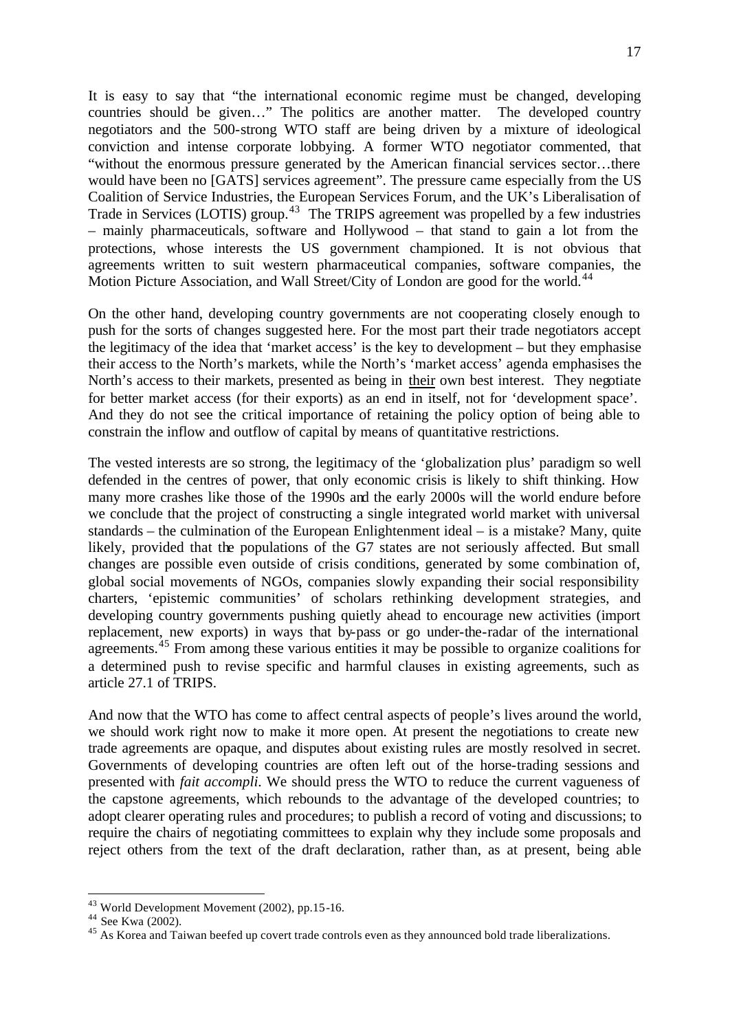It is easy to say that "the international economic regime must be changed, developing countries should be given…" The politics are another matter. The developed country negotiators and the 500-strong WTO staff are being driven by a mixture of ideological conviction and intense corporate lobbying. A former WTO negotiator commented, that "without the enormous pressure generated by the American financial services sector…there would have been no [GATS] services agreement". The pressure came especially from the US Coalition of Service Industries, the European Services Forum, and the UK's Liberalisation of Trade in Services (LOTIS) group.[43] The TRIPS agreement was propelled by a few industries – mainly pharmaceuticals, software and Hollywood – that stand to gain a lot from the protections, whose interests the US government championed. It is not obvious that agreements written to suit western pharmaceutical companies, software companies, the Motion Picture Association, and Wall Street/City of London are good for the world.[44]

On the other hand, developing country governments are not cooperating closely enough to push for the sorts of changes suggested here. For the most part their trade negotiators accept the legitimacy of the idea that 'market access' is the key to development – but they emphasise their access to the North's markets, while the North's 'market access' agenda emphasises the North's access to their markets, presented as being in <u>their</u> own best interest. They negotiate for better market access (for their exports) as an end in itself, not for 'development space'. And they do not see the critical importance of retaining the policy option of being able to constrain the inflow and outflow of capital by means of quantitative restrictions.

The vested interests are so strong, the legitimacy of the 'globalization plus' paradigm so well defended in the centres of power, that only economic crisis is likely to shift thinking. How many more crashes like those of the 1990s and the early 2000s will the world endure before we conclude that the project of constructing a single integrated world market with universal standards – the culmination of the European Enlightenment ideal – is a mistake? Many, quite likely, provided that the populations of the G7 states are not seriously affected. But small changes are possible even outside of crisis conditions, generated by some combination of, global social movements of NGOs, companies slowly expanding their social responsibility charters, 'epistemic communities' of scholars rethinking development strategies, and developing country governments pushing quietly ahead to encourage new activities (import replacement, new exports) in ways that by-pass or go under-the-radar of the international agreements.[45] From among these various entities it may be possible to organize coalitions for a determined push to revise specific and harmful clauses in existing agreements, such as article 27.1 of TRIPS.

And now that the WTO has come to affect central aspects of people's lives around the world, we should work right now to make it more open. At present the negotiations to create new trade agreements are opaque, and disputes about existing rules are mostly resolved in secret. Governments of developing countries are often left out of the horse-trading sessions and presented with *fait accompli*. We should press the WTO to reduce the current vagueness of the capstone agreements, which rebounds to the advantage of the developed countries; to adopt clearer operating rules and procedures; to publish a record of voting and discussions; to require the chairs of negotiating committees to explain why they include some proposals and reject others from the text of the draft declaration, rather than, as at present, being able

---

[43] World Development Movement (2002), pp.15-16.

[44] See Kwa (2002).

[45] As Korea and Taiwan beefed up covert trade controls even as they announced bold trade liberalizations.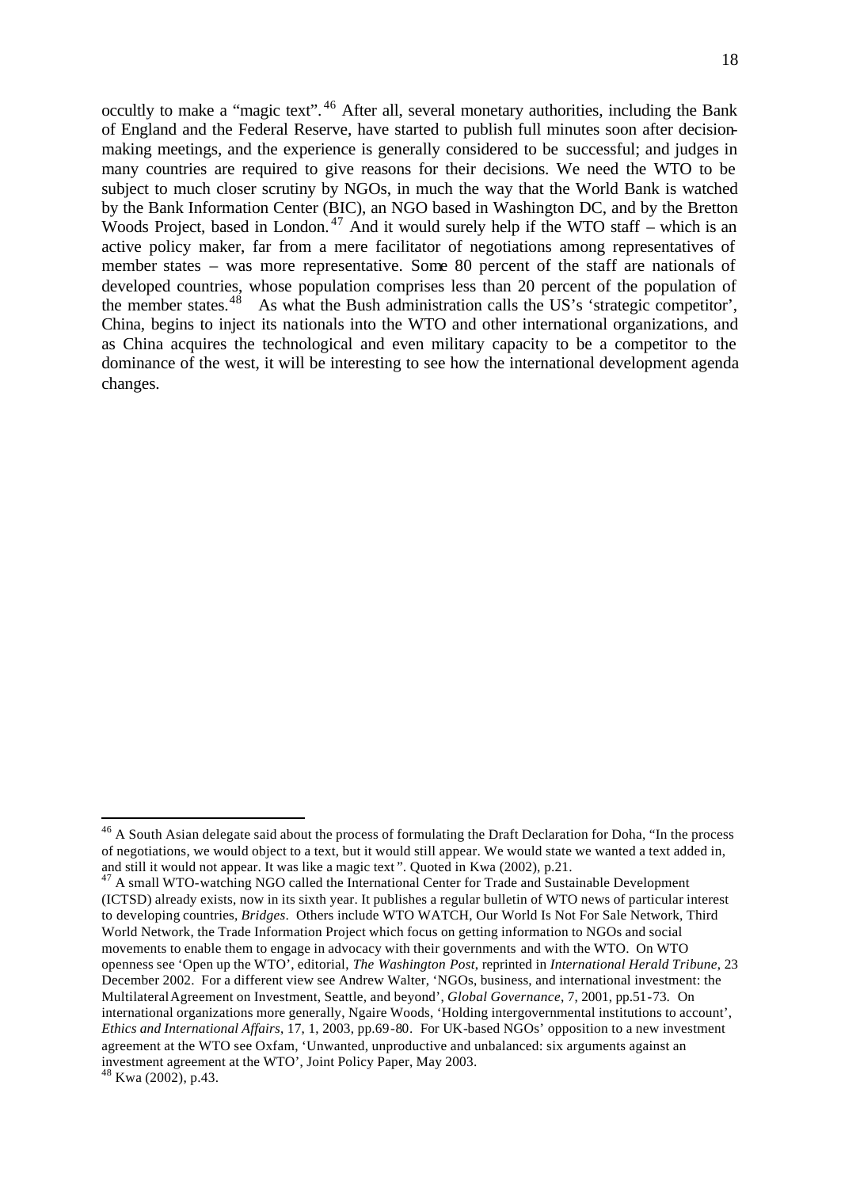occultly to make a "magic text".[46] After all, several monetary authorities, including the Bank of England and the Federal Reserve, have started to publish full minutes soon after decision-making meetings, and the experience is generally considered to be successful; and judges in many countries are required to give reasons for their decisions. We need the WTO to be subject to much closer scrutiny by NGOs, in much the way that the World Bank is watched by the Bank Information Center (BIC), an NGO based in Washington DC, and by the Bretton Woods Project, based in London.[47] And it would surely help if the WTO staff – which is an active policy maker, far from a mere facilitator of negotiations among representatives of member states – was more representative. Some 80 percent of the staff are nationals of developed countries, whose population comprises less than 20 percent of the population of the member states.[48] As what the Bush administration calls the US's 'strategic competitor', China, begins to inject its nationals into the WTO and other international organizations, and as China acquires the technological and even military capacity to be a competitor to the dominance of the west, it will be interesting to see how the international development agenda changes.

---

[46] A South Asian delegate said about the process of formulating the Draft Declaration for Doha, "In the process of negotiations, we would object to a text, but it would still appear. We would state we wanted a text added in, and still it would not appear. It was like a magic text". Quoted in Kwa (2002), p.21.

[47] A small WTO-watching NGO called the International Center for Trade and Sustainable Development (ICTSD) already exists, now in its sixth year. It publishes a regular bulletin of WTO news of particular interest to developing countries, *Bridges*. Others include WTO WATCH, Our World Is Not For Sale Network, Third World Network, the Trade Information Project which focus on getting information to NGOs and social movements to enable them to engage in advocacy with their governments and with the WTO. On WTO openness see 'Open up the WTO', editorial, *The Washington Post*, reprinted in *International Herald Tribune*, 23 December 2002. For a different view see Andrew Walter, 'NGOs, business, and international investment: the Multilateral Agreement on Investment, Seattle, and beyond', *Global Governance*, 7, 2001, pp.51-73. On international organizations more generally, Ngaire Woods, 'Holding intergovernmental institutions to account', *Ethics and International Affairs*, 17, 1, 2003, pp.69-80. For UK-based NGOs' opposition to a new investment agreement at the WTO see Oxfam, 'Unwanted, unproductive and unbalanced: six arguments against an investment agreement at the WTO', Joint Policy Paper, May 2003.

[48] Kwa (2002), p.43.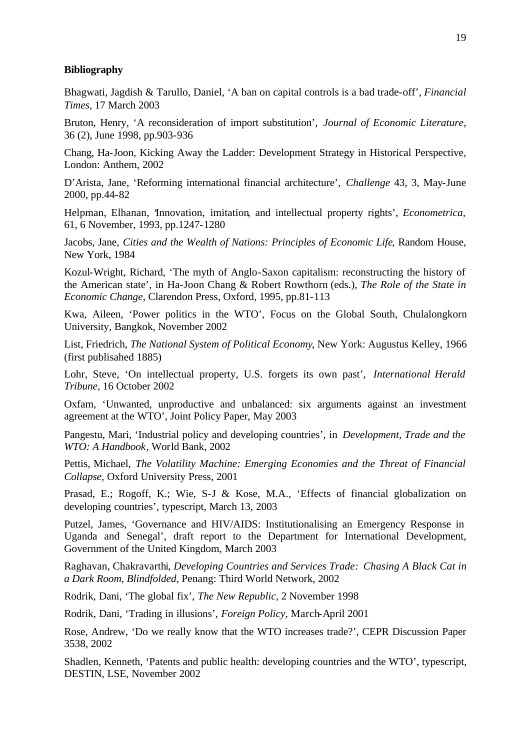**Bibliography**

Bhagwati, Jagdish & Tarullo, Daniel, 'A ban on capital controls is a bad trade-off', *Financial Times*, 17 March 2003

Bruton, Henry, 'A reconsideration of import substitution', *Journal of Economic Literature*, 36 (2), June 1998, pp.903-936

Chang, Ha-Joon, Kicking Away the Ladder: Development Strategy in Historical Perspective, London: Anthem, 2002

D'Arista, Jane, 'Reforming international financial architecture', *Challenge* 43, 3, May-June 2000, pp.44-82

Helpman, Elhanan, 'Innovation, imitation, and intellectual property rights', *Econometrica*, 61, 6 November, 1993, pp.1247-1280

Jacobs, Jane, *Cities and the Wealth of Nations: Principles of Economic Life*, Random House, New York, 1984

Kozul-Wright, Richard, 'The myth of Anglo-Saxon capitalism: reconstructing the history of the American state', in Ha-Joon Chang & Robert Rowthorn (eds.), *The Role of the State in Economic Change*, Clarendon Press, Oxford, 1995, pp.81-113

Kwa, Aileen, 'Power politics in the WTO', Focus on the Global South, Chulalongkorn University, Bangkok, November 2002

List, Friedrich, *The National System of Political Economy*, New York: Augustus Kelley, 1966 (first publisahed 1885)

Lohr, Steve, 'On intellectual property, U.S. forgets its own past', *International Herald Tribune*, 16 October 2002

Oxfam, 'Unwanted, unproductive and unbalanced: six arguments against an investment agreement at the WTO', Joint Policy Paper, May 2003

Pangestu, Mari, 'Industrial policy and developing countries', in *Development, Trade and the WTO: A Handbook*, World Bank, 2002

Pettis, Michael, *The Volatility Machine: Emerging Economies and the Threat of Financial Collapse*, Oxford University Press, 2001

Prasad, E.; Rogoff, K.; Wie, S-J & Kose, M.A., 'Effects of financial globalization on developing countries', typescript, March 13, 2003

Putzel, James, 'Governance and HIV/AIDS: Institutionalising an Emergency Response in Uganda and Senegal', draft report to the Department for International Development, Government of the United Kingdom, March 2003

Raghavan, Chakravarthi, *Developing Countries and Services Trade: Chasing A Black Cat in a Dark Room, Blindfolded*, Penang: Third World Network, 2002

Rodrik, Dani, 'The global fix', *The New Republic*, 2 November 1998

Rodrik, Dani, 'Trading in illusions', *Foreign Policy*, March-April 2001

Rose, Andrew, 'Do we really know that the WTO increases trade?', CEPR Discussion Paper 3538, 2002

Shadlen, Kenneth, 'Patents and public health: developing countries and the WTO', typescript, DESTIN, LSE, November 2002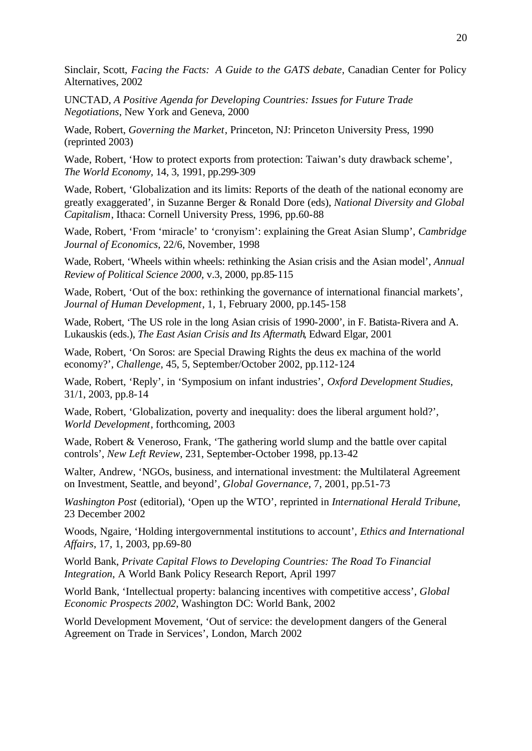Sinclair, Scott, *Facing the Facts: A Guide to the GATS debate*, Canadian Center for Policy Alternatives, 2002

UNCTAD, *A Positive Agenda for Developing Countries: Issues for Future Trade Negotiations*, New York and Geneva, 2000

Wade, Robert, *Governing the Market*, Princeton, NJ: Princeton University Press, 1990 (reprinted 2003)

Wade, Robert, 'How to protect exports from protection: Taiwan's duty drawback scheme', *The World Economy*, 14, 3, 1991, pp.299-309

Wade, Robert, 'Globalization and its limits: Reports of the death of the national economy are greatly exaggerated', in Suzanne Berger & Ronald Dore (eds), *National Diversity and Global Capitalism*, Ithaca: Cornell University Press, 1996, pp.60-88

Wade, Robert, 'From 'miracle' to 'cronyism': explaining the Great Asian Slump', *Cambridge Journal of Economics*, 22/6, November, 1998

Wade, Robert, 'Wheels within wheels: rethinking the Asian crisis and the Asian model', *Annual Review of Political Science 2000*, v.3, 2000, pp.85-115

Wade, Robert, 'Out of the box: rethinking the governance of international financial markets', *Journal of Human Development*, 1, 1, February 2000, pp.145-158

Wade, Robert, 'The US role in the long Asian crisis of 1990-2000', in F. Batista-Rivera and A. Lukauskis (eds.), *The East Asian Crisis and Its Aftermath*, Edward Elgar, 2001

Wade, Robert, 'On Soros: are Special Drawing Rights the deus ex machina of the world economy?', *Challenge*, 45, 5, September/October 2002, pp.112-124

Wade, Robert, 'Reply', in 'Symposium on infant industries', *Oxford Development Studies*, 31/1, 2003, pp.8-14

Wade, Robert, 'Globalization, poverty and inequality: does the liberal argument hold?', *World Development*, forthcoming, 2003

Wade, Robert & Veneroso, Frank, 'The gathering world slump and the battle over capital controls', *New Left Review*, 231, September-October 1998, pp.13-42

Walter, Andrew, 'NGOs, business, and international investment: the Multilateral Agreement on Investment, Seattle, and beyond', *Global Governance*, 7, 2001, pp.51-73

*Washington Post* (editorial), 'Open up the WTO', reprinted in *International Herald Tribune*, 23 December 2002

Woods, Ngaire, 'Holding intergovernmental institutions to account', *Ethics and International Affairs*, 17, 1, 2003, pp.69-80

World Bank, *Private Capital Flows to Developing Countries: The Road To Financial Integration*, A World Bank Policy Research Report, April 1997

World Bank, 'Intellectual property: balancing incentives with competitive access', *Global Economic Prospects 2002*, Washington DC: World Bank, 2002

World Development Movement, 'Out of service: the development dangers of the General Agreement on Trade in Services', London, March 2002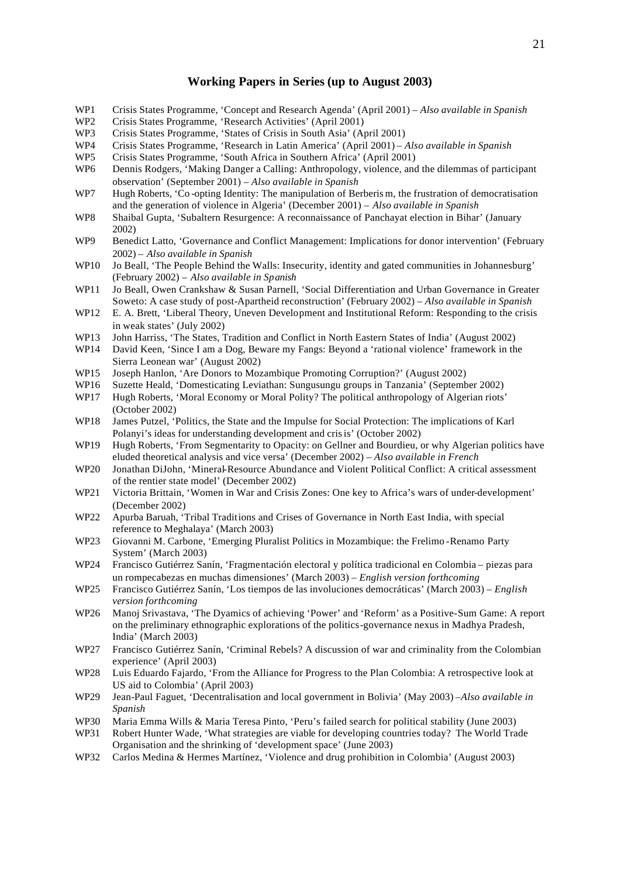## Working Papers in Series (up to August 2003)

- WP1 Crisis States Programme, 'Concept and Research Agenda' (April 2001) – *Also available in Spanish*
- WP2 Crisis States Programme, 'Research Activities' (April 2001)
- WP3 Crisis States Programme, 'States of Crisis in South Asia' (April 2001)
- WP4 Crisis States Programme, 'Research in Latin America' (April 2001) – *Also available in Spanish*
- WP5 Crisis States Programme, 'South Africa in Southern Africa' (April 2001)
- WP6 Dennis Rodgers, 'Making Danger a Calling: Anthropology, violence, and the dilemmas of participant observation' (September 2001) – *Also available in Spanish*
- WP7 Hugh Roberts, 'Co-opting Identity: The manipulation of Berberism, the frustration of democratisation and the generation of violence in Algeria' (December 2001) – *Also available in Spanish*
- WP8 Shaibal Gupta, 'Subaltern Resurgence: A reconnaissance of Panchayat election in Bihar' (January 2002)
- WP9 Benedict Latto, 'Governance and Conflict Management: Implications for donor intervention' (February 2002) – *Also available in Spanish*
- WP10 Jo Beall, 'The People Behind the Walls: Insecurity, identity and gated communities in Johannesburg' (February 2002) – *Also available in Spanish*
- WP11 Jo Beall, Owen Crankshaw & Susan Parnell, 'Social Differentiation and Urban Governance in Greater Soweto: A case study of post-Apartheid reconstruction' (February 2002) – *Also available in Spanish*
- WP12 E. A. Brett, 'Liberal Theory, Uneven Development and Institutional Reform: Responding to the crisis in weak states' (July 2002)
- WP13 John Harriss, 'The States, Tradition and Conflict in North Eastern States of India' (August 2002)
- WP14 David Keen, 'Since I am a Dog, Beware my Fangs: Beyond a 'rational violence' framework in the Sierra Leonean war' (August 2002)
- WP15 Joseph Hanlon, 'Are Donors to Mozambique Promoting Corruption?' (August 2002)
- WP16 Suzette Heald, 'Domesticating Leviathan: Sungusungu groups in Tanzania' (September 2002)
- WP17 Hugh Roberts, 'Moral Economy or Moral Polity? The political anthropology of Algerian riots' (October 2002)
- WP18 James Putzel, 'Politics, the State and the Impulse for Social Protection: The implications of Karl Polanyi's ideas for understanding development and crisis' (October 2002)
- WP19 Hugh Roberts, 'From Segmentarity to Opacity: on Gellner and Bourdieu, or why Algerian politics have eluded theoretical analysis and vice versa' (December 2002) – *Also available in French*
- WP20 Jonathan DiJohn, 'Mineral-Resource Abundance and Violent Political Conflict: A critical assessment of the rentier state model' (December 2002)
- WP21 Victoria Brittain, 'Women in War and Crisis Zones: One key to Africa's wars of under-development' (December 2002)
- WP22 Apurba Baruah, 'Tribal Traditions and Crises of Governance in North East India, with special reference to Meghalaya' (March 2003)
- WP23 Giovanni M. Carbone, 'Emerging Pluralist Politics in Mozambique: the Frelimo-Renamo Party System' (March 2003)
- WP24 Francisco Gutiérrez Sanín, 'Fragmentación electoral y política tradicional en Colombia – piezas para un rompecabezas en muchas dimensiones' (March 2003) – *English version forthcoming*
- WP25 Francisco Gutiérrez Sanín, 'Los tiempos de las involuciones democráticas' (March 2003) – *English version forthcoming*
- WP26 Manoj Srivastava, 'The Dyamics of achieving 'Power' and 'Reform' as a Positive-Sum Game: A report on the preliminary ethnographic explorations of the politics-governance nexus in Madhya Pradesh, India' (March 2003)
- WP27 Francisco Gutiérrez Sanín, 'Criminal Rebels? A discussion of war and criminality from the Colombian experience' (April 2003)
- WP28 Luis Eduardo Fajardo, 'From the Alliance for Progress to the Plan Colombia: A retrospective look at US aid to Colombia' (April 2003)
- WP29 Jean-Paul Faguet, 'Decentralisation and local government in Bolivia' (May 2003) –*Also available in Spanish*
- WP30 Maria Emma Wills & Maria Teresa Pinto, 'Peru's failed search for political stability (June 2003)
- WP31 Robert Hunter Wade, 'What strategies are viable for developing countries today? The World Trade Organisation and the shrinking of 'development space' (June 2003)
- WP32 Carlos Medina & Hermes Martínez, 'Violence and drug prohibition in Colombia' (August 2003)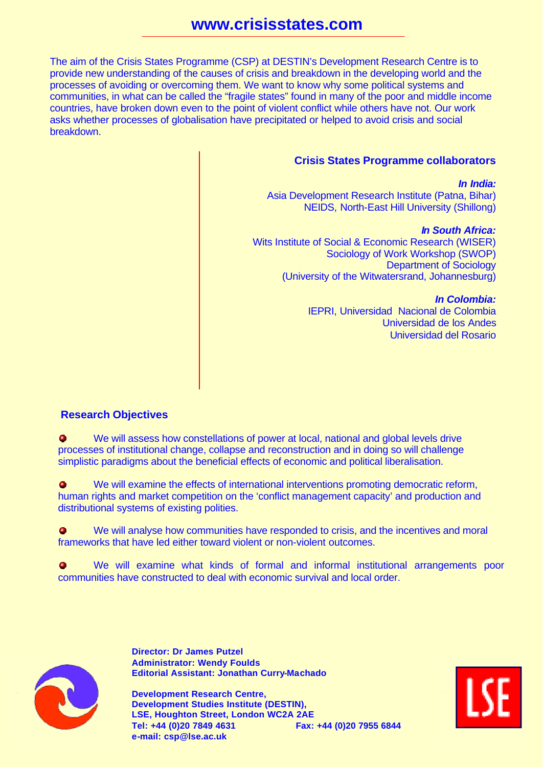# www.crisisstates.com

The aim of the Crisis States Programme (CSP) at DESTIN's Development Research Centre is to provide new understanding of the causes of crisis and breakdown in the developing world and the processes of avoiding or overcoming them. We want to know why some political systems and communities, in what can be called the "fragile states" found in many of the poor and middle income countries, have broken down even to the point of violent conflict while others have not. Our work asks whether processes of globalisation have precipitated or helped to avoid crisis and social breakdown.

## Crisis States Programme collaborators

***In India:***
Asia Development Research Institute (Patna, Bihar)
NEIDS, North-East Hill University (Shillong)

***In South Africa:***
Wits Institute of Social & Economic Research (WISER)
Sociology of Work Workshop (SWOP)
Department of Sociology
(University of the Witwatersrand, Johannesburg)

***In Colombia:***
IEPRI, Universidad Nacional de Colombia
Universidad de los Andes
Universidad del Rosario

## Research Objectives

- We will assess how constellations of power at local, national and global levels drive processes of institutional change, collapse and reconstruction and in doing so will challenge simplistic paradigms about the beneficial effects of economic and political liberalisation.
- We will examine the effects of international interventions promoting democratic reform, human rights and market competition on the 'conflict management capacity' and production and distributional systems of existing polities.
- We will analyse how communities have responded to crisis, and the incentives and moral frameworks that have led either toward violent or non-violent outcomes.
- We will examine what kinds of formal and informal institutional arrangements poor communities have constructed to deal with economic survival and local order.

**Director: Dr James Putzel**
**Administrator: Wendy Foulds**
**Editorial Assistant: Jonathan Curry-Machado**

**Development Research Centre,**
**Development Studies Institute (DESTIN),**
**LSE, Houghton Street, London WC2A 2AE**
**Tel: +44 (0)20 7849 4631 Fax: +44 (0)20 7955 6844**
**e-mail: csp@lse.ac.uk**

LSE